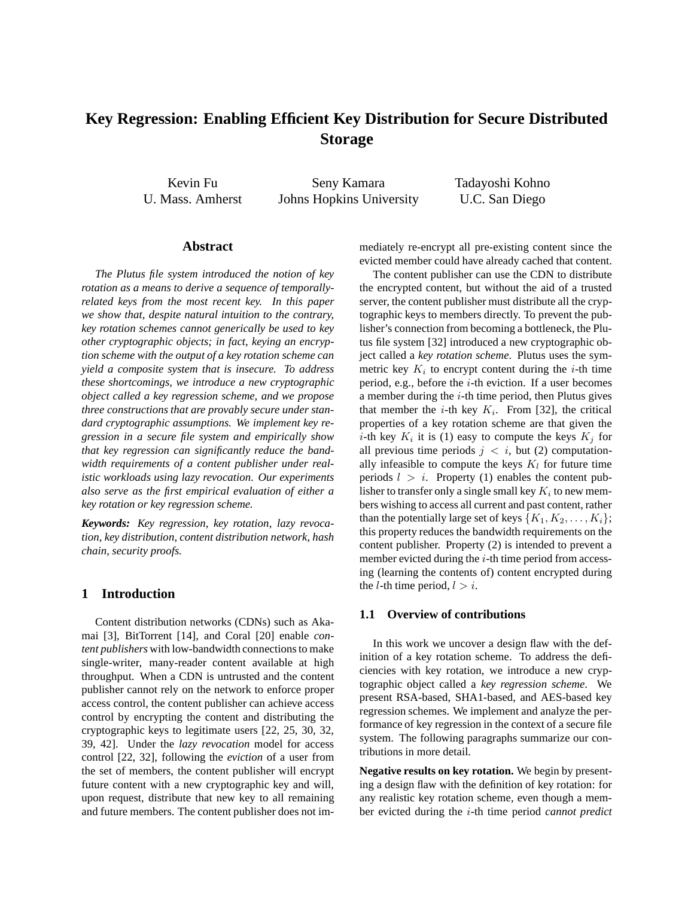# Key Regression: Enabling Efficient Key Distribution for Secure Distributed Storage

Kevin Fu
U. Mass. Amherst

Seny Kamara
Johns Hopkins University

Tadayoshi Kohno
U.C. San Diego

## Abstract

*The Plutus file system introduced the notion of key rotation as a means to derive a sequence of temporally-related keys from the most recent key. In this paper we show that, despite natural intuition to the contrary, key rotation schemes cannot generically be used to key other cryptographic objects; in fact, keying an encryption scheme with the output of a key rotation scheme can yield a composite system that is insecure. To address these shortcomings, we introduce a new cryptographic object called a key regression scheme, and we propose three constructions that are provably secure under standard cryptographic assumptions. We implement key regression in a secure file system and empirically show that key regression can significantly reduce the bandwidth requirements of a content publisher under realistic workloads using lazy revocation. Our experiments also serve as the first empirical evaluation of either a key rotation or key regression scheme.*

***Keywords:*** *Key regression, key rotation, lazy revocation, key distribution, content distribution network, hash chain, security proofs.*

## 1 Introduction

Content distribution networks (CDNs) such as Akamai [3], BitTorrent [14], and Coral [20] enable *content publishers* with low-bandwidth connections to make single-writer, many-reader content available at high throughput. When a CDN is untrusted and the content publisher cannot rely on the network to enforce proper access control, the content publisher can achieve access control by encrypting the content and distributing the cryptographic keys to legitimate users [22, 25, 30, 32, 39, 42]. Under the *lazy revocation* model for access control [22, 32], following the *eviction* of a user from the set of members, the content publisher will encrypt future content with a new cryptographic key and will, upon request, distribute that new key to all remaining and future members. The content publisher does not immediately re-encrypt all pre-existing content since the evicted member could have already cached that content.

The content publisher can use the CDN to distribute the encrypted content, but without the aid of a trusted server, the content publisher must distribute all the cryptographic keys to members directly. To prevent the publisher's connection from becoming a bottleneck, the Plutus file system [32] introduced a new cryptographic object called a *key rotation scheme*. Plutus uses the symmetric key $K_i$ to encrypt content during the $i$-th time period, e.g., before the $i$-th eviction. If a user becomes a member during the $i$-th time period, then Plutus gives that member the $i$-th key $K_i$. From [32], the critical properties of a key rotation scheme are that given the $i$-th key $K_i$ it is (1) easy to compute the keys $K_j$ for all previous time periods $j < i$, but (2) computationally infeasible to compute the keys $K_l$ for future time periods $l > i$. Property (1) enables the content publisher to transfer only a single small key $K_i$ to new members wishing to access all current and past content, rather than the potentially large set of keys $\{K_1, K_2, \ldots, K_i\}$; this property reduces the bandwidth requirements on the content publisher. Property (2) is intended to prevent a member evicted during the $i$-th time period from accessing (learning the contents of) content encrypted during the $l$-th time period, $l > i$.

### 1.1 Overview of contributions

In this work we uncover a design flaw with the definition of a key rotation scheme. To address the deficiencies with key rotation, we introduce a new cryptographic object called a *key regression scheme*. We present RSA-based, SHA1-based, and AES-based key regression schemes. We implement and analyze the performance of key regression in the context of a secure file system. The following paragraphs summarize our contributions in more detail.

**Negative results on key rotation.** We begin by presenting a design flaw with the definition of key rotation: for any realistic key rotation scheme, even though a member evicted during the $i$-th time period *cannot predict*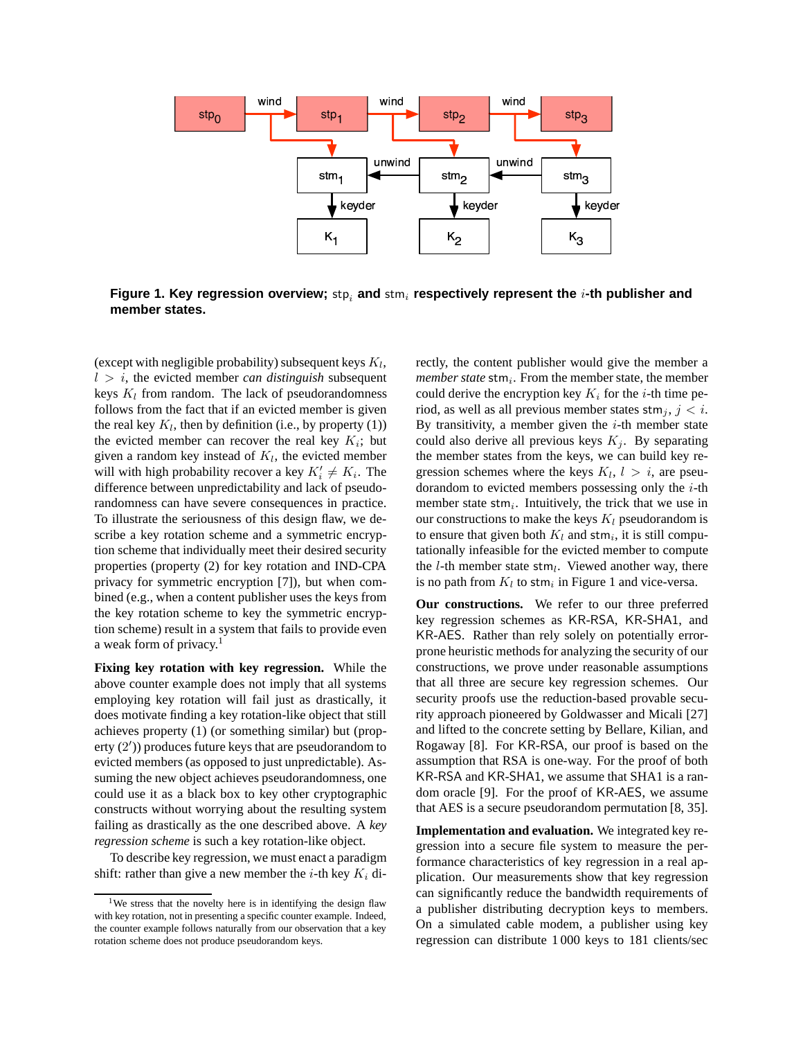**Figure 1. Key regression overview; $\mathsf{stp}_i$ and $\mathsf{stm}_i$ respectively represent the $i$-th publisher and member states.**

(except with negligible probability) subsequent keys $K_l$, $l > i$, the evicted member *can distinguish* subsequent keys $K_l$ from random. The lack of pseudorandomness follows from the fact that if an evicted member is given the real key $K_l$, then by definition (i.e., by property (1)) the evicted member can recover the real key $K_i$; but given a random key instead of $K_l$, the evicted member will with high probability recover a key $K_i' \neq K_i$. The difference between unpredictability and lack of pseudorandomness can have severe consequences in practice. To illustrate the seriousness of this design flaw, we describe a key rotation scheme and a symmetric encryption scheme that individually meet their desired security properties (property (2) for key rotation and IND-CPA privacy for symmetric encryption [7]), but when combined (e.g., when a content publisher uses the keys from the key rotation scheme to key the symmetric encryption scheme) result in a system that fails to provide even a weak form of privacy.[1]

**Fixing key rotation with key regression.** While the above counter example does not imply that all systems employing key rotation will fail just as drastically, it does motivate finding a key rotation-like object that still achieves property (1) (or something similar) but (property (2′)) produces future keys that are pseudorandom to evicted members (as opposed to just unpredictable). Assuming the new object achieves pseudorandomness, one could use it as a black box to key other cryptographic constructs without worrying about the resulting system failing as drastically as the one described above. A *key regression scheme* is such a key rotation-like object.

To describe key regression, we must enact a paradigm shift: rather than give a new member the $i$-th key $K_i$ directly, the content publisher would give the member a *member state* $\mathsf{stm}_i$. From the member state, the member could derive the encryption key $K_i$ for the $i$-th time period, as well as all previous member states $\mathsf{stm}_j$, $j < i$. By transitivity, a member given the $i$-th member state could also derive all previous keys $K_j$. By separating the member states from the keys, we can build key regression schemes where the keys $K_l$, $l > i$, are pseudorandom to evicted members possessing only the $i$-th member state $\mathsf{stm}_i$. Intuitively, the trick that we use in our constructions to make the keys $K_l$ pseudorandom is to ensure that given both $K_l$ and $\mathsf{stm}_i$, it is still computationally infeasible for the evicted member to compute the $l$-th member state $\mathsf{stm}_l$. Viewed another way, there is no path from $K_l$ to $\mathsf{stm}_i$ in Figure 1 and vice-versa.

**Our constructions.** We refer to our three preferred key regression schemes as KR-RSA, KR-SHA1, and KR-AES. Rather than rely solely on potentially error-prone heuristic methods for analyzing the security of our constructions, we prove under reasonable assumptions that all three are secure key regression schemes. Our security proofs use the reduction-based provable security approach pioneered by Goldwasser and Micali [27] and lifted to the concrete setting by Bellare, Kilian, and Rogaway [8]. For KR-RSA, our proof is based on the assumption that RSA is one-way. For the proof of both KR-RSA and KR-SHA1, we assume that SHA1 is a random oracle [9]. For the proof of KR-AES, we assume that AES is a secure pseudorandom permutation [8, 35].

**Implementation and evaluation.** We integrated key regression into a secure file system to measure the performance characteristics of key regression in a real application. Our measurements show that key regression can significantly reduce the bandwidth requirements of a publisher distributing decryption keys to members. On a simulated cable modem, a publisher using key regression can distribute 1 000 keys to 181 clients/sec

[1] We stress that the novelty here is in identifying the design flaw with key rotation, not in presenting a specific counter example. Indeed, the counter example follows naturally from our observation that a key rotation scheme does not produce pseudorandom keys.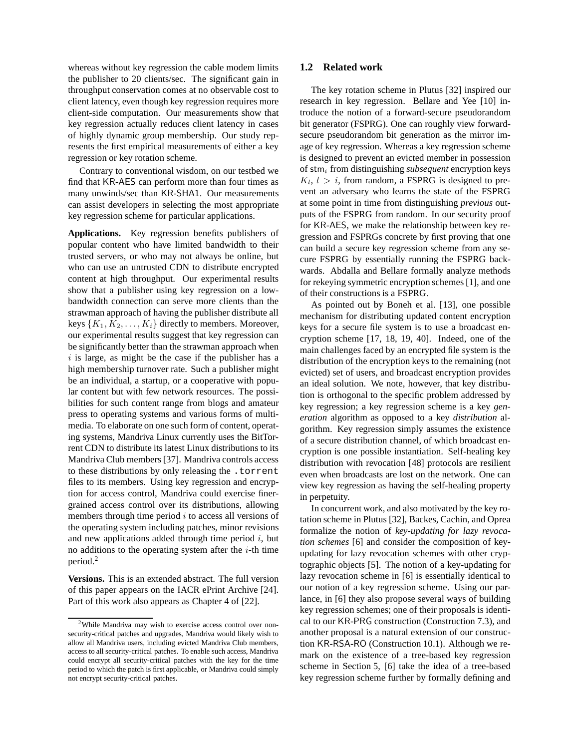whereas without key regression the cable modem limits the publisher to 20 clients/sec. The significant gain in throughput conservation comes at no observable cost to client latency, even though key regression requires more client-side computation. Our measurements show that key regression actually reduces client latency in cases of highly dynamic group membership. Our study represents the first empirical measurements of either a key regression or key rotation scheme.

Contrary to conventional wisdom, on our testbed we find that KR-AES can perform more than four times as many unwinds/sec than KR-SHA1. Our measurements can assist developers in selecting the most appropriate key regression scheme for particular applications.

**Applications.** Key regression benefits publishers of popular content who have limited bandwidth to their trusted servers, or who may not always be online, but who can use an untrusted CDN to distribute encrypted content at high throughput. Our experimental results show that a publisher using key regression on a low-bandwidth connection can serve more clients than the strawman approach of having the publisher distribute all keys $\{K_1, K_2, \ldots, K_i\}$ directly to members. Moreover, our experimental results suggest that key regression can be significantly better than the strawman approach when $i$ is large, as might be the case if the publisher has a high membership turnover rate. Such a publisher might be an individual, a startup, or a cooperative with popular content but with few network resources. The possibilities for such content range from blogs and amateur press to operating systems and various forms of multimedia. To elaborate on one such form of content, operating systems, Mandriva Linux currently uses the BitTorrent CDN to distribute its latest Linux distributions to its Mandriva Club members [37]. Mandriva controls access to these distributions by only releasing the `.torrent` files to its members. Using key regression and encryption for access control, Mandriva could exercise finer-grained access control over its distributions, allowing members through time period $i$ to access all versions of the operating system including patches, minor revisions and new applications added through time period $i$, but no additions to the operating system after the $i$-th time period.[2]

**Versions.** This is an extended abstract. The full version of this paper appears on the IACR ePrint Archive [24]. Part of this work also appears as Chapter 4 of [22].

[2]While Mandriva may wish to exercise access control over non-security-critical patches and upgrades, Mandriva would likely wish to allow all Mandriva users, including evicted Mandriva Club members, access to all security-critical patches. To enable such access, Mandriva could encrypt all security-critical patches with the key for the time period to which the patch is first applicable, or Mandriva could simply not encrypt security-critical patches.

## 1.2 Related work

The key rotation scheme in Plutus [32] inspired our research in key regression. Bellare and Yee [10] introduce the notion of a forward-secure pseudorandom bit generator (FSPRG). One can roughly view forward-secure pseudorandom bit generation as the mirror image of key regression. Whereas a key regression scheme is designed to prevent an evicted member in possession of $\mathsf{stm}_i$ from distinguishing *subsequent* encryption keys $K_l$, $l > i$, from random, a FSPRG is designed to prevent an adversary who learns the state of the FSPRG at some point in time from distinguishing *previous* outputs of the FSPRG from random. In our security proof for KR-AES, we make the relationship between key regression and FSPRGs concrete by first proving that one can build a secure key regression scheme from any secure FSPRG by essentially running the FSPRG backwards. Abdalla and Bellare formally analyze methods for rekeying symmetric encryption schemes [1], and one of their constructions is a FSPRG.

As pointed out by Boneh et al. [13], one possible mechanism for distributing updated content encryption keys for a secure file system is to use a broadcast encryption scheme [17, 18, 19, 40]. Indeed, one of the main challenges faced by an encrypted file system is the distribution of the encryption keys to the remaining (not evicted) set of users, and broadcast encryption provides an ideal solution. We note, however, that key distribution is orthogonal to the specific problem addressed by key regression; a key regression scheme is a key *generation* algorithm as opposed to a key *distribution* algorithm. Key regression simply assumes the existence of a secure distribution channel, of which broadcast encryption is one possible instantiation. Self-healing key distribution with revocation [48] protocols are resilient even when broadcasts are lost on the network. One can view key regression as having the self-healing property in perpetuity.

In concurrent work, and also motivated by the key rotation scheme in Plutus [32], Backes, Cachin, and Oprea formalize the notion of *key-updating for lazy revocation schemes* [6] and consider the composition of key-updating for lazy revocation schemes with other cryptographic objects [5]. The notion of a key-updating for lazy revocation scheme in [6] is essentially identical to our notion of a key regression scheme. Using our parlance, in [6] they also propose several ways of building key regression schemes; one of their proposals is identical to our KR-PRG construction (Construction 7.3), and another proposal is a natural extension of our construction KR-RSA-RO (Construction 10.1). Although we remark on the existence of a tree-based key regression scheme in Section 5, [6] take the idea of a tree-based key regression scheme further by formally defining and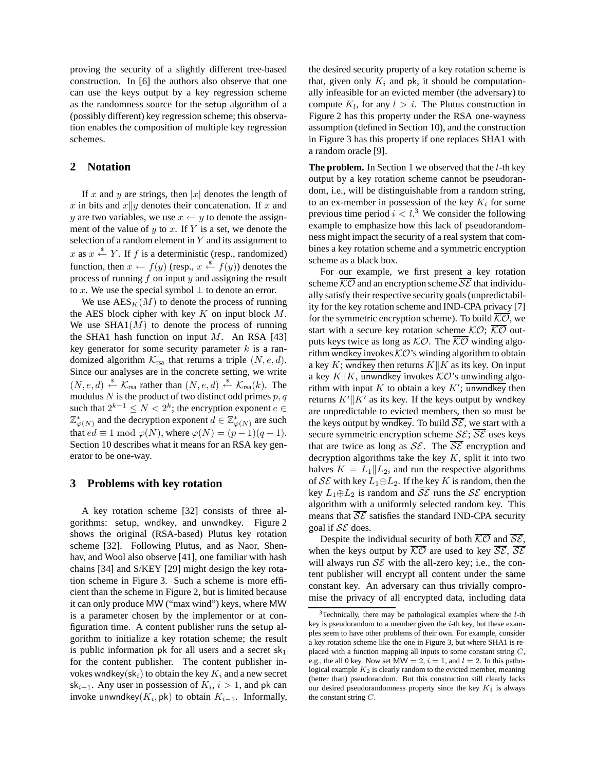proving the security of a slightly different tree-based construction. In [6] the authors also observe that one can use the keys output by a key regression scheme as the randomness source for the setup algorithm of a (possibly different) key regression scheme; this observation enables the composition of multiple key regression schemes.

## 2 Notation

If $x$ and $y$ are strings, then $|x|$ denotes the length of $x$ in bits and $x \| y$ denotes their concatenation. If $x$ and $y$ are two variables, we use $x \leftarrow y$ to denote the assignment of the value of $y$ to $x$. If $Y$ is a set, we denote the selection of a random element in $Y$ and its assignment to $x$ as $x \xleftarrow{\$} Y$. If $f$ is a deterministic (resp., randomized) function, then $x \leftarrow f(y)$ (resp., $x \xleftarrow{\$} f(y)$) denotes the process of running $f$ on input $y$ and assigning the result to $x$. We use the special symbol $\perp$ to denote an error.

We use $\mathrm{AES}_K(M)$ to denote the process of running the AES block cipher with key $K$ on input block $M$. We use $\mathrm{SHA1}(M)$ to denote the process of running the SHA1 hash function on input $M$. An RSA [43] key generator for some security parameter $k$ is a randomized algorithm $\mathcal{K}_{\mathrm{rsa}}$ that returns a triple $(N, e, d)$. Since our analyses are in the concrete setting, we write $(N, e, d) \xleftarrow{\$} \mathcal{K}_{\mathrm{rsa}}$ rather than $(N, e, d) \xleftarrow{\$} \mathcal{K}_{\mathrm{rsa}}(k)$. The modulus $N$ is the product of two distinct odd primes $p, q$ such that $2^{k-1} \leq N < 2^k$; the encryption exponent $e \in \mathbb{Z}^*_{\varphi(N)}$ and the decryption exponent $d \in \mathbb{Z}^*_{\varphi(N)}$ are such that $ed \equiv 1 \bmod \varphi(N)$, where $\varphi(N) = (p-1)(q-1)$. Section 10 describes what it means for an RSA key generator to be one-way.

## 3 Problems with key rotation

A key rotation scheme [32] consists of three algorithms: setup, wndkey, and unwndkey. Figure 2 shows the original (RSA-based) Plutus key rotation scheme [32]. Following Plutus, and as Naor, Shenhav, and Wool also observe [41], one familiar with hash chains [34] and S/KEY [29] might design the key rotation scheme in Figure 3. Such a scheme is more efficient than the scheme in Figure 2, but is limited because it can only produce MW ("max wind") keys, where MW is a parameter chosen by the implementor or at configuration time. A content publisher runs the setup algorithm to initialize a key rotation scheme; the result is public information pk for all users and a secret $\mathsf{sk}_1$ for the content publisher. The content publisher invokes $\mathsf{wndkey}(\mathsf{sk}_i)$ to obtain the key $K_i$ and a new secret $\mathsf{sk}_{i+1}$. Any user in possession of $K_i$, $i > 1$, and pk can invoke $\mathsf{unwndkey}(K_i, \mathsf{pk})$ to obtain $K_{i-1}$. Informally, the desired security property of a key rotation scheme is that, given only $K_i$ and pk, it should be computationally infeasible for an evicted member (the adversary) to compute $K_l$, for any $l > i$. The Plutus construction in Figure 2 has this property under the RSA one-wayness assumption (defined in Section 10), and the construction in Figure 3 has this property if one replaces SHA1 with a random oracle [9].

**The problem.** In Section 1 we observed that the $l$-th key output by a key rotation scheme cannot be pseudorandom, i.e., will be distinguishable from a random string, to an ex-member in possession of the key $K_i$ for some previous time period $i < l$.[3] We consider the following example to emphasize how this lack of pseudorandomness might impact the security of a real system that combines a key rotation scheme and a symmetric encryption scheme as a black box.

For our example, we first present a key rotation scheme $\overline{\mathcal{KO}}$ and an encryption scheme $\overline{\mathcal{SE}}$ that individually satisfy their respective security goals (unpredictability for the key rotation scheme and IND-CPA privacy [7] for the symmetric encryption scheme). To build $\overline{\mathcal{KO}}$, we start with a secure key rotation scheme $\mathcal{KO}$; $\overline{\mathcal{KO}}$ outputs keys twice as long as $\mathcal{KO}$. The $\overline{\mathcal{KO}}$ winding algorithm $\overline{\mathsf{wndkey}}$ invokes $\mathcal{KO}$'s winding algorithm to obtain a key $K$; $\overline{\mathsf{wndkey}}$ then returns $K \| K$ as its key. On input a key $K \| K$, $\overline{\mathsf{unwndkey}}$ invokes $\mathcal{KO}$'s unwinding algorithm with input $K$ to obtain a key $K'$; $\overline{\mathsf{unwndkey}}$ then returns $K' \| K'$ as its key. If the keys output by wndkey are unpredictable to evicted members, then so must be the keys output by $\overline{\mathsf{wndkey}}$. To build $\overline{\mathcal{SE}}$, we start with a secure symmetric encryption scheme $\mathcal{SE}$; $\overline{\mathcal{SE}}$ uses keys that are twice as long as $\mathcal{SE}$. The $\overline{\mathcal{SE}}$ encryption and decryption algorithms take the key $K$, split it into two halves $K = L_1 \| L_2$, and run the respective algorithms of $\mathcal{SE}$ with key $L_1 \oplus L_2$. If the key $K$ is random, then the key $L_1 \oplus L_2$ is random and $\overline{\mathcal{SE}}$ runs the $\mathcal{SE}$ encryption algorithm with a uniformly selected random key. This means that $\overline{\mathcal{SE}}$ satisfies the standard IND-CPA security goal if $\mathcal{SE}$ does.

Despite the individual security of both $\overline{\mathcal{KO}}$ and $\overline{\mathcal{SE}}$, when the keys output by $\overline{\mathcal{KO}}$ are used to key $\overline{\mathcal{SE}}$, $\overline{\mathcal{SE}}$ will always run $\mathcal{SE}$ with the all-zero key; i.e., the content publisher will encrypt all content under the same constant key. An adversary can thus trivially compromise the privacy of all encrypted data, including data

[3] Technically, there may be pathological examples where the $l$-th key is pseudorandom to a member given the $i$-th key, but these examples seem to have other problems of their own. For example, consider a key rotation scheme like the one in Figure 3, but where SHA1 is replaced with a function mapping all inputs to some constant string $C$, e.g., the all 0 key. Now set $\mathsf{MW} = 2$, $i = 1$, and $l = 2$. In this pathological example $K_2$ is clearly random to the evicted member, meaning (better than) pseudorandom. But this construction still clearly lacks our desired pseudorandomness property since the key $K_1$ is always the constant string $C$.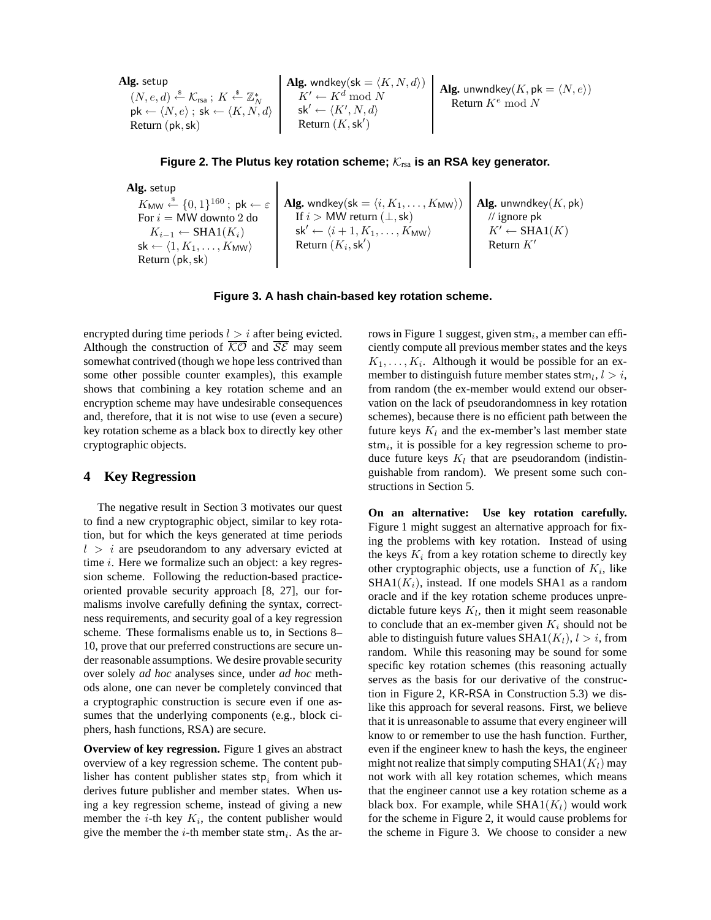**Alg.** setup
$(N, e, d) \xleftarrow{\$} \mathcal{K}_{\text{rsa}}$ ; $K \xleftarrow{\$} \mathbb{Z}_N^*$
$\mathsf{pk} \leftarrow \langle N, e \rangle$ ; $\mathsf{sk} \leftarrow \langle K, N, d \rangle$
Return $(\mathsf{pk}, \mathsf{sk})$

**Alg.** wndkey($\mathsf{sk} = \langle K, N, d \rangle$)
$K' \leftarrow K^d \bmod N$
$\mathsf{sk}' \leftarrow \langle K', N, d \rangle$
Return $(K, \mathsf{sk}')$

**Alg.** unwndkey($K, \mathsf{pk} = \langle N, e \rangle$)
Return $K^e \bmod N$

**Figure 2. The Plutus key rotation scheme; $\mathcal{K}_{\text{rsa}}$ is an RSA key generator.**

**Alg.** setup
$K_{\mathsf{MW}} \xleftarrow{\$} \{0,1\}^{160}$ ; $\mathsf{pk} \leftarrow \varepsilon$
For $i = \mathsf{MW}$ downto 2 do
$K_{i-1} \leftarrow \text{SHA1}(K_i)$
$\mathsf{sk} \leftarrow \langle 1, K_1, \ldots, K_{\mathsf{MW}} \rangle$
Return $(\mathsf{pk}, \mathsf{sk})$

**Alg.** wndkey($\mathsf{sk} = \langle i, K_1, \ldots, K_{\mathsf{MW}} \rangle$)
If $i > \mathsf{MW}$ return $(\perp, \mathsf{sk})$
$\mathsf{sk}' \leftarrow \langle i+1, K_1, \ldots, K_{\mathsf{MW}} \rangle$
Return $(K_i, \mathsf{sk}')$

**Alg.** unwndkey($K, \mathsf{pk}$)
// ignore pk
$K' \leftarrow \text{SHA1}(K)$
Return $K'$

**Figure 3. A hash chain-based key rotation scheme.**

encrypted during time periods $l > i$ after being evicted. Although the construction of $\overline{\mathcal{KO}}$ and $\overline{\mathcal{SE}}$ may seem somewhat contrived (though we hope less contrived than some other possible counter examples), this example shows that combining a key rotation scheme and an encryption scheme may have undesirable consequences and, therefore, that it is not wise to use (even a secure) key rotation scheme as a black box to directly key other cryptographic objects.

## 4 Key Regression

The negative result in Section 3 motivates our quest to find a new cryptographic object, similar to key rotation, but for which the keys generated at time periods $l > i$ are pseudorandom to any adversary evicted at time $i$. Here we formalize such an object: a key regression scheme. Following the reduction-based practice-oriented provable security approach [8, 27], our formalisms involve carefully defining the syntax, correctness requirements, and security goal of a key regression scheme. These formalisms enable us to, in Sections 8–10, prove that our preferred constructions are secure under reasonable assumptions. We desire provable security over solely *ad hoc* analyses since, under *ad hoc* methods alone, one can never be completely convinced that a cryptographic construction is secure even if one assumes that the underlying components (e.g., block ciphers, hash functions, RSA) are secure.

**Overview of key regression.** Figure 1 gives an abstract overview of a key regression scheme. The content publisher has content publisher states $\mathsf{stp}_i$ from which it derives future publisher and member states. When using a key regression scheme, instead of giving a new member the $i$-th key $K_i$, the content publisher would give the member the $i$-th member state $\mathsf{stm}_i$. As the arrows in Figure 1 suggest, given $\mathsf{stm}_i$, a member can efficiently compute all previous member states and the keys $K_1, \ldots, K_i$. Although it would be possible for an ex-member to distinguish future member states $\mathsf{stm}_l$, $l > i$, from random (the ex-member would extend our observation on the lack of pseudorandomness in key rotation schemes), because there is no efficient path between the future keys $K_l$ and the ex-member's last member state $\mathsf{stm}_i$, it is possible for a key regression scheme to produce future keys $K_l$ that are pseudorandom (indistinguishable from random). We present some such constructions in Section 5.

**On an alternative: Use key rotation carefully.** Figure 1 might suggest an alternative approach for fixing the problems with key rotation. Instead of using the keys $K_i$ from a key rotation scheme to directly key other cryptographic objects, use a function of $K_i$, like $\text{SHA1}(K_i)$, instead. If one models SHA1 as a random oracle and if the key rotation scheme produces unpredictable future keys $K_l$, then it might seem reasonable to conclude that an ex-member given $K_i$ should not be able to distinguish future values $\text{SHA1}(K_l)$, $l > i$, from random. While this reasoning may be sound for some specific key rotation schemes (this reasoning actually serves as the basis for our derivative of the construction in Figure 2, KR-RSA in Construction 5.3) we dislike this approach for several reasons. First, we believe that it is unreasonable to assume that every engineer will know to or remember to use the hash function. Further, even if the engineer knew to hash the keys, the engineer might not realize that simply computing $\text{SHA1}(K_l)$ may not work with all key rotation schemes, which means that the engineer cannot use a key rotation scheme as a black box. For example, while $\text{SHA1}(K_l)$ would work for the scheme in Figure 2, it would cause problems for the scheme in Figure 3. We choose to consider a new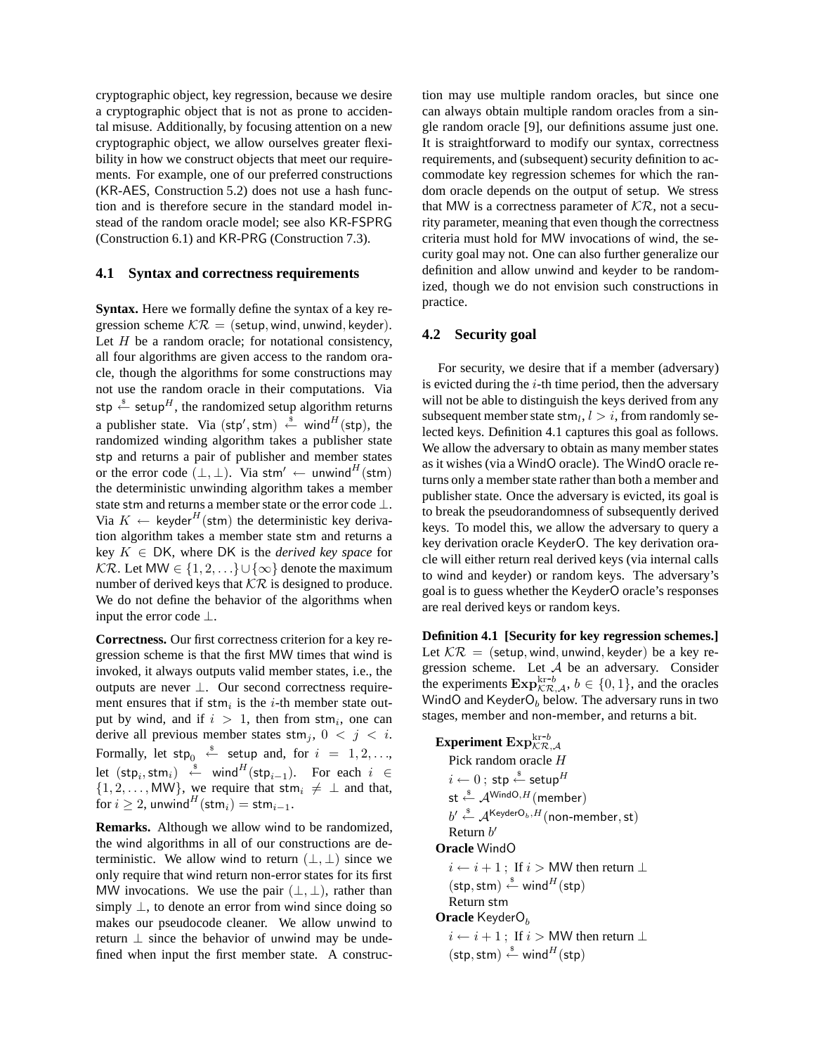cryptographic object, key regression, because we desire a cryptographic object that is not as prone to accidental misuse. Additionally, by focusing attention on a new cryptographic object, we allow ourselves greater flexibility in how we construct objects that meet our requirements. For example, one of our preferred constructions (KR-AES, Construction 5.2) does not use a hash function and is therefore secure in the standard model instead of the random oracle model; see also KR-FSPRG (Construction 6.1) and KR-PRG (Construction 7.3).

### 4.1 Syntax and correctness requirements

**Syntax.** Here we formally define the syntax of a key regression scheme $\mathcal{KR} = (\mathsf{setup}, \mathsf{wind}, \mathsf{unwind}, \mathsf{keyder})$. Let $H$ be a random oracle; for notational consistency, all four algorithms are given access to the random oracle, though the algorithms for some constructions may not use the random oracle in their computations. Via $\mathsf{stp} \xleftarrow{\$} \mathsf{setup}^H$, the randomized setup algorithm returns a publisher state. Via $(\mathsf{stp}', \mathsf{stm}) \xleftarrow{\$} \mathsf{wind}^H(\mathsf{stp})$, the randomized winding algorithm takes a publisher state $\mathsf{stp}$ and returns a pair of publisher and member states or the error code $(\perp, \perp)$. Via $\mathsf{stm}' \leftarrow \mathsf{unwind}^H(\mathsf{stm})$ the deterministic unwinding algorithm takes a member state $\mathsf{stm}$ and returns a member state or the error code $\perp$. Via $K \leftarrow \mathsf{keyder}^H(\mathsf{stm})$ the deterministic key derivation algorithm takes a member state $\mathsf{stm}$ and returns a key $K \in \mathsf{DK}$, where $\mathsf{DK}$ is the *derived key space* for $\mathcal{KR}$. Let $\mathsf{MW} \in \{1, 2, \ldots\} \cup \{\infty\}$ denote the maximum number of derived keys that $\mathcal{KR}$ is designed to produce. We do not define the behavior of the algorithms when input the error code $\perp$.

**Correctness.** Our first correctness criterion for a key regression scheme is that the first MW times that wind is invoked, it always outputs valid member states, i.e., the outputs are never $\perp$. Our second correctness requirement ensures that if $\mathsf{stm}_i$ is the $i$-th member state output by wind, and if $i > 1$, then from $\mathsf{stm}_i$, one can derive all previous member states $\mathsf{stm}_j$, $0 < j < i$. Formally, let $\mathsf{stp}_0 \xleftarrow{\$} \mathsf{setup}$ and, for $i = 1, 2, \ldots$, let $(\mathsf{stp}_i, \mathsf{stm}_i) \xleftarrow{\$} \mathsf{wind}^H(\mathsf{stp}_{i-1})$. For each $i \in \{1, 2, \ldots, \mathsf{MW}\}$, we require that $\mathsf{stm}_i \neq \perp$ and that, for $i \geq 2$, $\mathsf{unwind}^H(\mathsf{stm}_i) = \mathsf{stm}_{i-1}$.

**Remarks.** Although we allow wind to be randomized, the wind algorithms in all of our constructions are deterministic. We allow wind to return $(\perp, \perp)$ since we only require that wind return non-error states for its first MW invocations. We use the pair $(\perp, \perp)$, rather than simply $\perp$, to denote an error from wind since doing so makes our pseudocode cleaner. We allow unwind to return $\perp$ since the behavior of unwind may be undefined when input the first member state. A construction may use multiple random oracles, but since one can always obtain multiple random oracles from a single random oracle [9], our definitions assume just one. It is straightforward to modify our syntax, correctness requirements, and (subsequent) security definition to accommodate key regression schemes for which the random oracle depends on the output of setup. We stress that MW is a correctness parameter of $\mathcal{KR}$, not a security parameter, meaning that even though the correctness criteria must hold for MW invocations of wind, the security goal may not. One can also further generalize our definition and allow unwind and keyder to be randomized, though we do not envision such constructions in practice.

### 4.2 Security goal

For security, we desire that if a member (adversary) is evicted during the $i$-th time period, then the adversary will not be able to distinguish the keys derived from any subsequent member state $\mathsf{stm}_l$, $l > i$, from randomly selected keys. Definition 4.1 captures this goal as follows. We allow the adversary to obtain as many member states as it wishes (via a WindO oracle). The WindO oracle returns only a member state rather than both a member and publisher state. Once the adversary is evicted, its goal is to break the pseudorandomness of subsequently derived keys. To model this, we allow the adversary to query a key derivation oracle KeyderO. The key derivation oracle will either return real derived keys (via internal calls to wind and keyder) or random keys. The adversary's goal is to guess whether the KeyderO oracle's responses are real derived keys or random keys.

**Definition 4.1 [Security for key regression schemes.]** Let $\mathcal{KR} = (\mathsf{setup}, \mathsf{wind}, \mathsf{unwind}, \mathsf{keyder})$ be a key regression scheme. Let $\mathcal{A}$ be an adversary. Consider the experiments $\mathbf{Exp}^{\mathrm{kr}\text{-}b}_{\mathcal{KR},\mathcal{A}}$, $b \in \{0, 1\}$, and the oracles WindO and $\mathsf{KeyderO}_b$ below. The adversary runs in two stages, member and non-member, and returns a bit.

**Experiment** $\mathbf{Exp}^{\mathrm{kr}\text{-}b}_{\mathcal{KR},\mathcal{A}}$
- Pick random oracle $H$
- $i \leftarrow 0$ ; $\mathsf{stp} \xleftarrow{\$} \mathsf{setup}^H$
- $\mathsf{st} \xleftarrow{\$} \mathcal{A}^{\mathsf{WindO},H}(\mathsf{member})$
- $b' \xleftarrow{\$} \mathcal{A}^{\mathsf{KeyderO}_b,H}(\mathsf{non\text{-}member}, \mathsf{st})$
- Return $b'$

**Oracle** WindO
- $i \leftarrow i + 1$ ; If $i > \mathsf{MW}$ then return $\perp$
- $(\mathsf{stp}, \mathsf{stm}) \xleftarrow{\$} \mathsf{wind}^H(\mathsf{stp})$
- Return $\mathsf{stm}$

**Oracle** $\mathsf{KeyderO}_b$
- $i \leftarrow i + 1$ ; If $i > \mathsf{MW}$ then return $\perp$
- $(\mathsf{stp}, \mathsf{stm}) \xleftarrow{\$} \mathsf{wind}^H(\mathsf{stp})$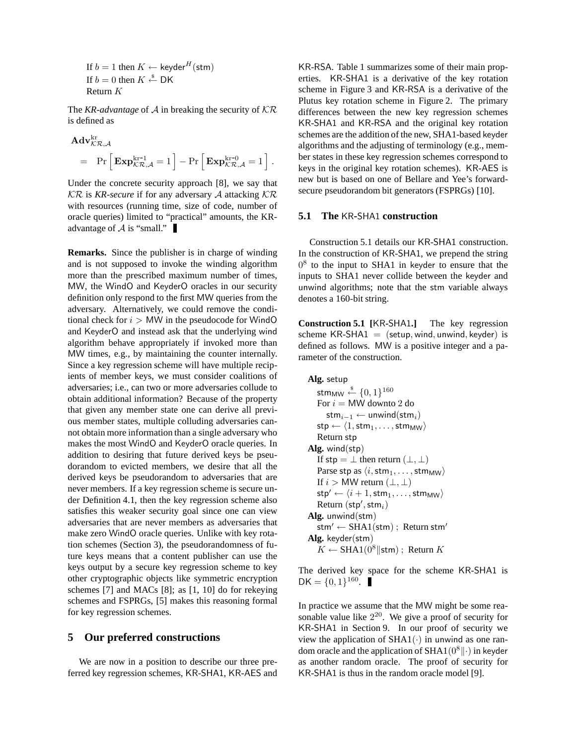If $b = 1$ then $K \leftarrow \mathsf{keyder}^H(\mathsf{stm})$
If $b = 0$ then $K \stackrel{\$}{\leftarrow} \mathsf{DK}$
Return $K$

The *KR-advantage* of $\mathcal{A}$ in breaking the security of $\mathcal{KR}$ is defined as

$$\mathbf{Adv}^{\mathrm{kr}}_{\mathcal{KR},\mathcal{A}} = \Pr\left[\mathbf{Exp}^{\mathrm{kr}\text{-}1}_{\mathcal{KR},\mathcal{A}} = 1\right] - \Pr\left[\mathbf{Exp}^{\mathrm{kr}\text{-}0}_{\mathcal{KR},\mathcal{A}} = 1\right].$$

Under the concrete security approach [8], we say that $\mathcal{KR}$ is *KR-secure* if for any adversary $\mathcal{A}$ attacking $\mathcal{KR}$ with resources (running time, size of code, number of oracle queries) limited to "practical" amounts, the KR-advantage of $\mathcal{A}$ is "small." ∎

**Remarks.** Since the publisher is in charge of winding and is not supposed to invoke the winding algorithm more than the prescribed maximum number of times, MW, the WindO and KeyderO oracles in our security definition only respond to the first MW queries from the adversary. Alternatively, we could remove the conditional check for $i > \mathsf{MW}$ in the pseudocode for WindO and KeyderO and instead ask that the underlying wind algorithm behave appropriately if invoked more than MW times, e.g., by maintaining the counter internally. Since a key regression scheme will have multiple recipients of member keys, we must consider coalitions of adversaries; i.e., can two or more adversaries collude to obtain additional information? Because of the property that given any member state one can derive all previous member states, multiple colluding adversaries cannot obtain more information than a single adversary who makes the most WindO and KeyderO oracle queries. In addition to desiring that future derived keys be pseudorandom to evicted members, we desire that all the derived keys be pseudorandom to adversaries that are never members. If a key regression scheme is secure under Definition 4.1, then the key regression scheme also satisfies this weaker security goal since one can view adversaries that are never members as adversaries that make zero WindO oracle queries. Unlike with key rotation schemes (Section 3), the pseudorandomness of future keys means that a content publisher can use the keys output by a secure key regression scheme to key other cryptographic objects like symmetric encryption schemes [7] and MACs [8]; as [1, 10] do for rekeying schemes and FSPRGs, [5] makes this reasoning formal for key regression schemes.

## 5 Our preferred constructions

We are now in a position to describe our three preferred key regression schemes, KR-SHA1, KR-AES and KR-RSA. Table 1 summarizes some of their main properties. KR-SHA1 is a derivative of the key rotation scheme in Figure 3 and KR-RSA is a derivative of the Plutus key rotation scheme in Figure 2. The primary differences between the new key regression schemes KR-SHA1 and KR-RSA and the original key rotation schemes are the addition of the new, SHA1-based keyder algorithms and the adjusting of terminology (e.g., member states in these key regression schemes correspond to keys in the original key rotation schemes). KR-AES is new but is based on one of Bellare and Yee's forward-secure pseudorandom bit generators (FSPRGs) [10].

### 5.1 The KR-SHA1 construction

Construction 5.1 details our KR-SHA1 construction. In the construction of KR-SHA1, we prepend the string $0^8$ to the input to SHA1 in keyder to ensure that the inputs to SHA1 never collide between the keyder and unwind algorithms; note that the stm variable always denotes a 160-bit string.

**Construction 5.1 [KR-SHA1.]** The key regression scheme $\mathsf{KR\text{-}SHA1} = (\mathsf{setup}, \mathsf{wind}, \mathsf{unwind}, \mathsf{keyder})$ is defined as follows. MW is a positive integer and a parameter of the construction.

**Alg.** setup
  $\mathsf{stm}_{\mathsf{MW}} \stackrel{\$}{\leftarrow} \{0,1\}^{160}$
  For $i = \mathsf{MW}$ downto 2 do
    $\mathsf{stm}_{i-1} \leftarrow \mathsf{unwind}(\mathsf{stm}_i)$
  $\mathsf{stp} \leftarrow \langle 1, \mathsf{stm}_1, \ldots, \mathsf{stm}_{\mathsf{MW}} \rangle$
  Return stp
**Alg.** wind(stp)
  If $\mathsf{stp} = \bot$ then return $(\bot, \bot)$
  Parse stp as $\langle i, \mathsf{stm}_1, \ldots, \mathsf{stm}_{\mathsf{MW}} \rangle$
  If $i > \mathsf{MW}$ return $(\bot, \bot)$
  $\mathsf{stp}' \leftarrow \langle i+1, \mathsf{stm}_1, \ldots, \mathsf{stm}_{\mathsf{MW}} \rangle$
  Return $(\mathsf{stp}', \mathsf{stm}_i)$
**Alg.** unwind(stm)
  $\mathsf{stm}' \leftarrow \mathrm{SHA1}(\mathsf{stm})$ ; Return $\mathsf{stm}'$
**Alg.** keyder(stm)
  $K \leftarrow \mathrm{SHA1}(0^8 \| \mathsf{stm})$ ; Return $K$

The derived key space for the scheme KR-SHA1 is $\mathsf{DK} = \{0,1\}^{160}$. ∎

In practice we assume that the MW might be some reasonable value like $2^{20}$. We give a proof of security for KR-SHA1 in Section 9. In our proof of security we view the application of $\mathrm{SHA1}(\cdot)$ in unwind as one random oracle and the application of $\mathrm{SHA1}(0^8\|\cdot)$ in keyder as another random oracle. The proof of security for KR-SHA1 is thus in the random oracle model [9].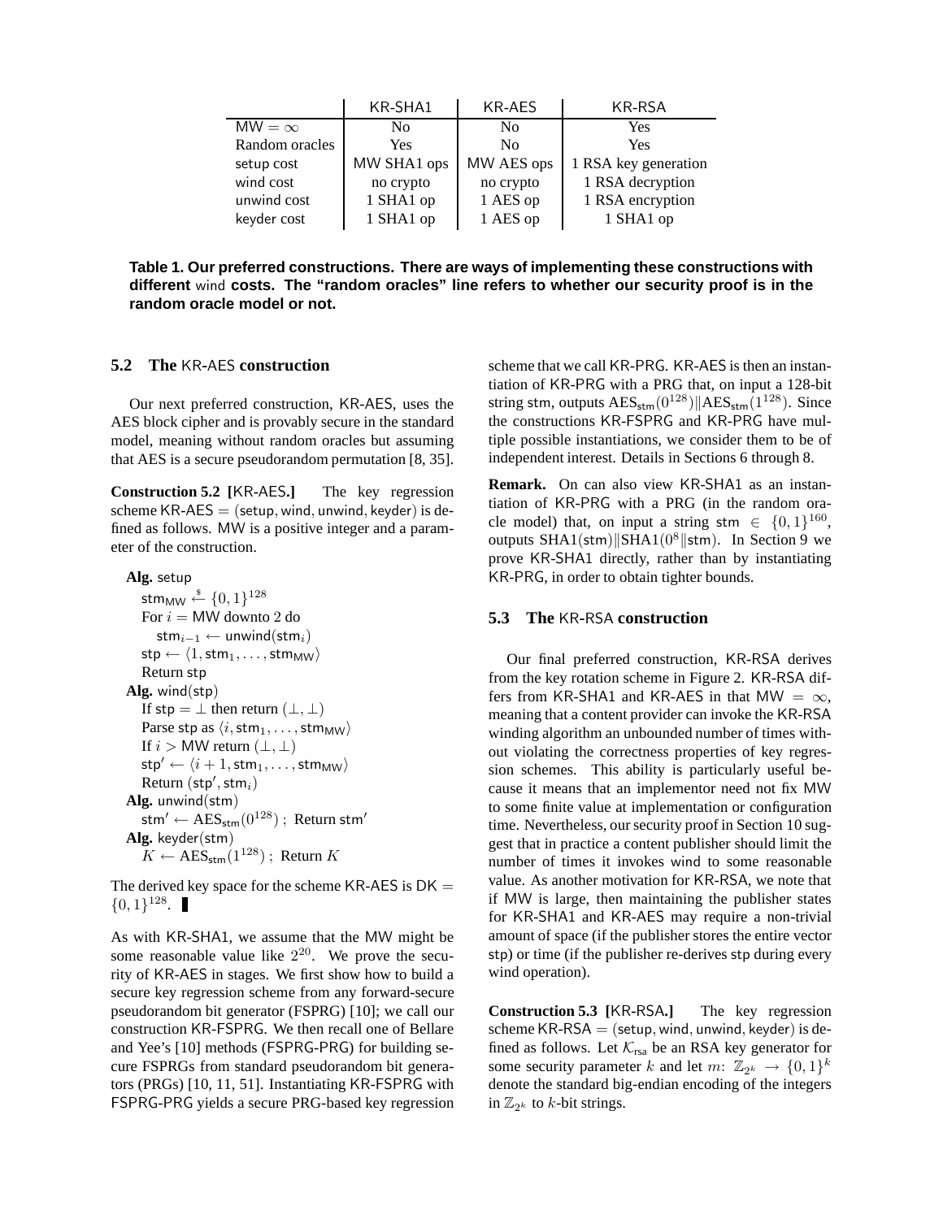| | KR-SHA1 | KR-AES | KR-RSA |
|---|---|---|---|
| MW $= \infty$ | No | No | Yes |
| Random oracles | Yes | No | Yes |
| setup cost | MW SHA1 ops | MW AES ops | 1 RSA key generation |
| wind cost | no crypto | no crypto | 1 RSA decryption |
| unwind cost | 1 SHA1 op | 1 AES op | 1 RSA encryption |
| keyder cost | 1 SHA1 op | 1 AES op | 1 SHA1 op |

**Table 1. Our preferred constructions. There are ways of implementing these constructions with different wind costs. The “random oracles” line refers to whether our security proof is in the random oracle model or not.**

### 5.2 The KR-AES construction

Our next preferred construction, KR-AES, uses the AES block cipher and is provably secure in the standard model, meaning without random oracles but assuming that AES is a secure pseudorandom permutation [8, 35].

**Construction 5.2 [KR-AES.]** The key regression scheme KR-AES = (setup, wind, unwind, keyder) is defined as follows. MW is a positive integer and a parameter of the construction.

**Alg.** setup
  $\mathsf{stm}_{\mathsf{MW}} \xleftarrow{\$} \{0,1\}^{128}$
  For $i =$ MW downto 2 do
    $\mathsf{stm}_{i-1} \leftarrow \mathsf{unwind}(\mathsf{stm}_i)$
  $\mathsf{stp} \leftarrow \langle 1, \mathsf{stm}_1, \ldots, \mathsf{stm}_{\mathsf{MW}} \rangle$
  Return stp
**Alg.** wind(stp)
  If $\mathsf{stp} = \perp$ then return $(\perp, \perp)$
  Parse stp as $\langle i, \mathsf{stm}_1, \ldots, \mathsf{stm}_{\mathsf{MW}} \rangle$
  If $i >$ MW return $(\perp, \perp)$
  $\mathsf{stp}' \leftarrow \langle i+1, \mathsf{stm}_1, \ldots, \mathsf{stm}_{\mathsf{MW}} \rangle$
  Return $(\mathsf{stp}', \mathsf{stm}_i)$
**Alg.** unwind(stm)
  $\mathsf{stm}' \leftarrow \mathrm{AES}_{\mathsf{stm}}(0^{128})$ ; Return stm′
**Alg.** keyder(stm)
  $K \leftarrow \mathrm{AES}_{\mathsf{stm}}(1^{128})$ ; Return $K$

The derived key space for the scheme KR-AES is DK $= \{0,1\}^{128}$. ∎

As with KR-SHA1, we assume that the MW might be some reasonable value like $2^{20}$. We prove the security of KR-AES in stages. We first show how to build a secure key regression scheme from any forward-secure pseudorandom bit generator (FSPRG) [10]; we call our construction KR-FSPRG. We then recall one of Bellare and Yee's [10] methods (FSPRG-PRG) for building secure FSPRGs from standard pseudorandom bit generators (PRGs) [10, 11, 51]. Instantiating KR-FSPRG with FSPRG-PRG yields a secure PRG-based key regression scheme that we call KR-PRG. KR-AES is then an instantiation of KR-PRG with a PRG that, on input a 128-bit string stm, outputs $\mathrm{AES}_{\mathsf{stm}}(0^{128}) \| \mathrm{AES}_{\mathsf{stm}}(1^{128})$. Since the constructions KR-FSPRG and KR-PRG have multiple possible instantiations, we consider them to be of independent interest. Details in Sections 6 through 8.

**Remark.** On can also view KR-SHA1 as an instantiation of KR-PRG with a PRG (in the random oracle model) that, on input a string $\mathsf{stm} \in \{0,1\}^{160}$, outputs $\mathrm{SHA1}(\mathsf{stm}) \| \mathrm{SHA1}(0^8 \| \mathsf{stm})$. In Section 9 we prove KR-SHA1 directly, rather than by instantiating KR-PRG, in order to obtain tighter bounds.

### 5.3 The KR-RSA construction

Our final preferred construction, KR-RSA derives from the key rotation scheme in Figure 2. KR-RSA differs from KR-SHA1 and KR-AES in that MW $= \infty$, meaning that a content provider can invoke the KR-RSA winding algorithm an unbounded number of times without violating the correctness properties of key regression schemes. This ability is particularly useful because it means that an implementor need not fix MW to some finite value at implementation or configuration time. Nevertheless, our security proof in Section 10 suggest that in practice a content publisher should limit the number of times it invokes wind to some reasonable value. As another motivation for KR-RSA, we note that if MW is large, then maintaining the publisher states for KR-SHA1 and KR-AES may require a non-trivial amount of space (if the publisher stores the entire vector stp) or time (if the publisher re-derives stp during every wind operation).

**Construction 5.3 [KR-RSA.]** The key regression scheme KR-RSA = (setup, wind, unwind, keyder) is defined as follows. Let $\mathcal{K}_{\mathrm{rsa}}$ be an RSA key generator for some security parameter $k$ and let $m \colon \mathbb{Z}_{2^k} \to \{0,1\}^k$ denote the standard big-endian encoding of the integers in $\mathbb{Z}_{2^k}$ to $k$-bit strings.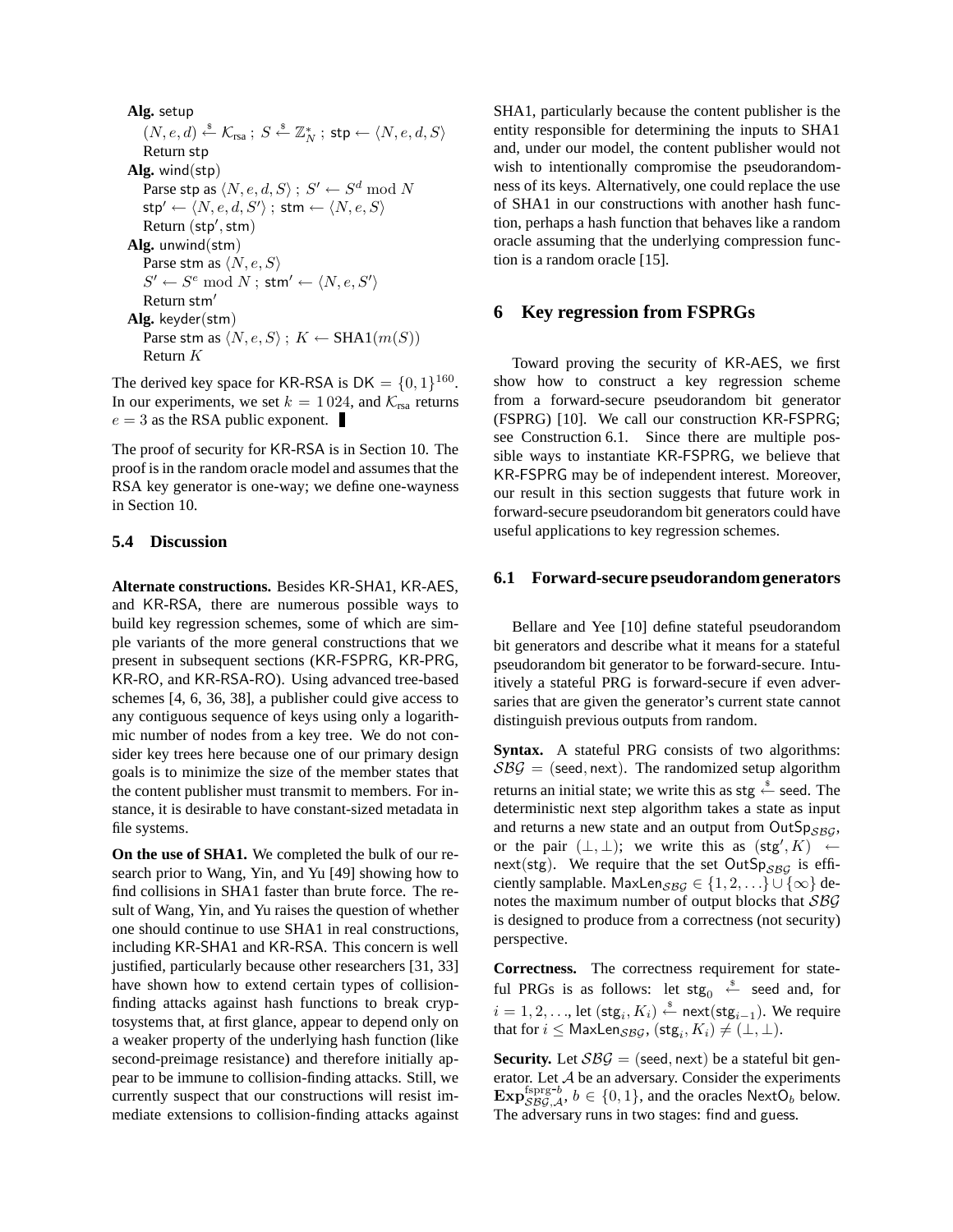**Alg.** $\mathsf{setup}$
   $(N, e, d) \xleftarrow{\$} \mathcal{K}_{\text{rsa}}$ ; $S \xleftarrow{\$} \mathbb{Z}_N^*$ ; $\mathsf{stp} \leftarrow \langle N, e, d, S \rangle$
   Return $\mathsf{stp}$
**Alg.** $\mathsf{wind}(\mathsf{stp})$
   Parse $\mathsf{stp}$ as $\langle N, e, d, S \rangle$ ; $S' \leftarrow S^d \bmod N$
   $\mathsf{stp}' \leftarrow \langle N, e, d, S' \rangle$ ; $\mathsf{stm} \leftarrow \langle N, e, S \rangle$
   Return $(\mathsf{stp}', \mathsf{stm})$
**Alg.** $\mathsf{unwind}(\mathsf{stm})$
   Parse $\mathsf{stm}$ as $\langle N, e, S \rangle$
   $S' \leftarrow S^e \bmod N$ ; $\mathsf{stm}' \leftarrow \langle N, e, S' \rangle$
   Return $\mathsf{stm}'$
**Alg.** $\mathsf{keyder}(\mathsf{stm})$
   Parse $\mathsf{stm}$ as $\langle N, e, S \rangle$ ; $K \leftarrow \text{SHA1}(m(S))$
   Return $K$

The derived key space for KR-RSA is $\mathsf{DK} = \{0,1\}^{160}$. In our experiments, we set $k = 1\,024$, and $\mathcal{K}_{\text{rsa}}$ returns $e = 3$ as the RSA public exponent. ■

The proof of security for KR-RSA is in Section 10. The proof is in the random oracle model and assumes that the RSA key generator is one-way; we define one-wayness in Section 10.

### 5.4 Discussion

**Alternate constructions.** Besides KR-SHA1, KR-AES, and KR-RSA, there are numerous possible ways to build key regression schemes, some of which are simple variants of the more general constructions that we present in subsequent sections (KR-FSPRG, KR-PRG, KR-RO, and KR-RSA-RO). Using advanced tree-based schemes [4, 6, 36, 38], a publisher could give access to any contiguous sequence of keys using only a logarithmic number of nodes from a key tree. We do not consider key trees here because one of our primary design goals is to minimize the size of the member states that the content publisher must transmit to members. For instance, it is desirable to have constant-sized metadata in file systems.

**On the use of SHA1.** We completed the bulk of our research prior to Wang, Yin, and Yu [49] showing how to find collisions in SHA1 faster than brute force. The result of Wang, Yin, and Yu raises the question of whether one should continue to use SHA1 in real constructions, including KR-SHA1 and KR-RSA. This concern is well justified, particularly because other researchers [31, 33] have shown how to extend certain types of collision-finding attacks against hash functions to break cryptosystems that, at first glance, appear to depend only on a weaker property of the underlying hash function (like second-preimage resistance) and therefore initially appear to be immune to collision-finding attacks. Still, we currently suspect that our constructions will resist immediate extensions to collision-finding attacks against SHA1, particularly because the content publisher is the entity responsible for determining the inputs to SHA1 and, under our model, the content publisher would not wish to intentionally compromise the pseudorandomness of its keys. Alternatively, one could replace the use of SHA1 in our constructions with another hash function, perhaps a hash function that behaves like a random oracle assuming that the underlying compression function is a random oracle [15].

## 6 Key regression from FSPRGs

Toward proving the security of KR-AES, we first show how to construct a key regression scheme from a forward-secure pseudorandom bit generator (FSPRG) [10]. We call our construction KR-FSPRG; see Construction 6.1. Since there are multiple possible ways to instantiate KR-FSPRG, we believe that KR-FSPRG may be of independent interest. Moreover, our result in this section suggests that future work in forward-secure pseudorandom bit generators could have useful applications to key regression schemes.

### 6.1 Forward-secure pseudorandom generators

Bellare and Yee [10] define stateful pseudorandom bit generators and describe what it means for a stateful pseudorandom bit generator to be forward-secure. Intuitively a stateful PRG is forward-secure if even adversaries that are given the generator's current state cannot distinguish previous outputs from random.

**Syntax.** A stateful PRG consists of two algorithms: $\mathcal{SBG} = (\mathsf{seed}, \mathsf{next})$. The randomized setup algorithm returns an initial state; we write this as $\mathsf{stg} \xleftarrow{\$} \mathsf{seed}$. The deterministic next step algorithm takes a state as input and returns a new state and an output from $\mathsf{OutSp}_{\mathcal{SBG}}$, or the pair $(\bot, \bot)$; we write this as $(\mathsf{stg}', K) \leftarrow \mathsf{next}(\mathsf{stg})$. We require that the set $\mathsf{OutSp}_{\mathcal{SBG}}$ is efficiently samplable. $\mathsf{MaxLen}_{\mathcal{SBG}} \in \{1, 2, \ldots\} \cup \{\infty\}$ denotes the maximum number of output blocks that $\mathcal{SBG}$ is designed to produce from a correctness (not security) perspective.

**Correctness.** The correctness requirement for stateful PRGs is as follows: let $\mathsf{stg}_0 \xleftarrow{\$} \mathsf{seed}$ and, for $i = 1, 2, \ldots$, let $(\mathsf{stg}_i, K_i) \xleftarrow{\$} \mathsf{next}(\mathsf{stg}_{i-1})$. We require that for $i \leq \mathsf{MaxLen}_{\mathcal{SBG}}$, $(\mathsf{stg}_i, K_i) \neq (\bot, \bot)$.

**Security.** Let $\mathcal{SBG} = (\mathsf{seed}, \mathsf{next})$ be a stateful bit generator. Let $\mathcal{A}$ be an adversary. Consider the experiments $\mathbf{Exp}^{\text{fsprg-}b}_{\mathcal{SBG},\mathcal{A}}$, $b \in \{0, 1\}$, and the oracles $\mathsf{NextO}_b$ below. The adversary runs in two stages: $\mathsf{find}$ and $\mathsf{guess}$.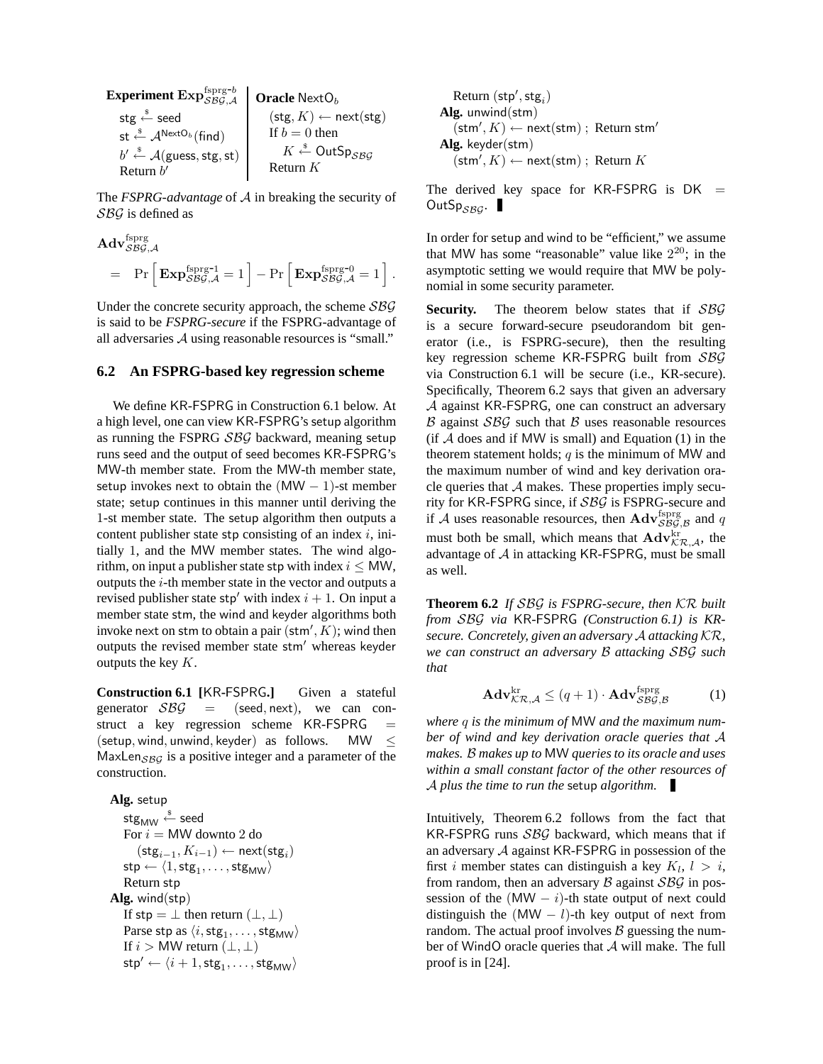**Experiment** $\mathbf{Exp}^{\text{fsprg-}b}_{\mathcal{SBG},\mathcal{A}}$

$\mathsf{stg} \xleftarrow{\$} \mathsf{seed}$
$\mathsf{st} \xleftarrow{\$} \mathcal{A}^{\mathsf{NextO}_b}(\mathsf{find})$
$b' \xleftarrow{\$} \mathcal{A}(\mathsf{guess}, \mathsf{stg}, \mathsf{st})$
Return $b'$

**Oracle** $\mathsf{NextO}_b$

$(\mathsf{stg}, K) \leftarrow \mathsf{next}(\mathsf{stg})$
If $b = 0$ then
$K \xleftarrow{\$} \mathsf{OutSp}_{\mathcal{SBG}}$
Return $K$

The *FSPRG-advantage* of $\mathcal{A}$ in breaking the security of $\mathcal{SBG}$ is defined as

$$\mathbf{Adv}^{\text{fsprg}}_{\mathcal{SBG},\mathcal{A}} = \Pr\left[\mathbf{Exp}^{\text{fsprg-1}}_{\mathcal{SBG},\mathcal{A}} = 1\right] - \Pr\left[\mathbf{Exp}^{\text{fsprg-0}}_{\mathcal{SBG},\mathcal{A}} = 1\right].$$

Under the concrete security approach, the scheme $\mathcal{SBG}$ is said to be *FSPRG-secure* if the FSPRG-advantage of all adversaries $\mathcal{A}$ using reasonable resources is "small."

### 6.2 An FSPRG-based key regression scheme

We define KR-FSPRG in Construction 6.1 below. At a high level, one can view KR-FSPRG's setup algorithm as running the FSPRG $\mathcal{SBG}$ backward, meaning setup runs seed and the output of seed becomes KR-FSPRG's MW-th member state. From the MW-th member state, setup invokes next to obtain the $(\mathsf{MW}-1)$-st member state; setup continues in this manner until deriving the 1-st member state. The setup algorithm then outputs a content publisher state stp consisting of an index $i$, initially 1, and the MW member states. The wind algorithm, on input a publisher state stp with index $i \le \mathsf{MW}$, outputs the $i$-th member state in the vector and outputs a revised publisher state $\mathsf{stp}'$ with index $i+1$. On input a member state stm, the wind and keyder algorithms both invoke next on stm to obtain a pair $(\mathsf{stm}', K)$; wind then outputs the revised member state $\mathsf{stm}'$ whereas keyder outputs the key $K$.

**Construction 6.1 [**KR-FSPRG**.]** Given a stateful generator $\mathcal{SBG} = (\mathsf{seed}, \mathsf{next})$, we can construct a key regression scheme KR-FSPRG $= (\mathsf{setup}, \mathsf{wind}, \mathsf{unwind}, \mathsf{keyder})$ as follows. $\mathsf{MW} \le \mathsf{MaxLen}_{\mathcal{SBG}}$ is a positive integer and a parameter of the construction.

**Alg.** setup
  $\mathsf{stg}_{\mathsf{MW}} \xleftarrow{\$} \mathsf{seed}$
  For $i = \mathsf{MW}$ downto 2 do
    $(\mathsf{stg}_{i-1}, K_{i-1}) \leftarrow \mathsf{next}(\mathsf{stg}_i)$
  $\mathsf{stp} \leftarrow \langle 1, \mathsf{stg}_1, \ldots, \mathsf{stg}_{\mathsf{MW}} \rangle$
  Return stp
**Alg.** wind(stp)
  If $\mathsf{stp} = \perp$ then return $(\perp, \perp)$
  Parse stp as $\langle i, \mathsf{stg}_1, \ldots, \mathsf{stg}_{\mathsf{MW}} \rangle$
  If $i > \mathsf{MW}$ return $(\perp, \perp)$
  $\mathsf{stp}' \leftarrow \langle i+1, \mathsf{stg}_1, \ldots, \mathsf{stg}_{\mathsf{MW}} \rangle$
  Return $(\mathsf{stp}', \mathsf{stg}_i)$
**Alg.** unwind(stm)
  $(\mathsf{stm}', K) \leftarrow \mathsf{next}(\mathsf{stm})$ ; Return $\mathsf{stm}'$
**Alg.** keyder(stm)
  $(\mathsf{stm}', K) \leftarrow \mathsf{next}(\mathsf{stm})$ ; Return $K$

The derived key space for KR-FSPRG is $\mathsf{DK} = \mathsf{OutSp}_{\mathcal{SBG}}$. ∎

In order for setup and wind to be "efficient," we assume that MW has some "reasonable" value like $2^{20}$; in the asymptotic setting we would require that MW be polynomial in some security parameter.

**Security.** The theorem below states that if $\mathcal{SBG}$ is a secure forward-secure pseudorandom bit generator (i.e., is FSPRG-secure), then the resulting key regression scheme KR-FSPRG built from $\mathcal{SBG}$ via Construction 6.1 will be secure (i.e., KR-secure). Specifically, Theorem 6.2 says that given an adversary $\mathcal{A}$ against KR-FSPRG, one can construct an adversary $\mathcal{B}$ against $\mathcal{SBG}$ such that $\mathcal{B}$ uses reasonable resources (if $\mathcal{A}$ does and if MW is small) and Equation (1) in the theorem statement holds; $q$ is the minimum of MW and the maximum number of wind and key derivation oracle queries that $\mathcal{A}$ makes. These properties imply security for KR-FSPRG since, if $\mathcal{SBG}$ is FSPRG-secure and if $\mathcal{A}$ uses reasonable resources, then $\mathbf{Adv}^{\text{fsprg}}_{\mathcal{SBG},\mathcal{B}}$ and $q$ must both be small, which means that $\mathbf{Adv}^{\text{kr}}_{\mathcal{KR},\mathcal{A}}$, the advantage of $\mathcal{A}$ in attacking KR-FSPRG, must be small as well.

**Theorem 6.2** *If $\mathcal{SBG}$ is FSPRG-secure, then $\mathcal{KR}$ built from $\mathcal{SBG}$ via* KR-FSPRG *(Construction 6.1) is KR-secure. Concretely, given an adversary $\mathcal{A}$ attacking $\mathcal{KR}$, we can construct an adversary $\mathcal{B}$ attacking $\mathcal{SBG}$ such that*

$$\mathbf{Adv}^{\text{kr}}_{\mathcal{KR},\mathcal{A}} \le (q+1) \cdot \mathbf{Adv}^{\text{fsprg}}_{\mathcal{SBG},\mathcal{B}} \qquad (1)$$

*where $q$ is the minimum of* MW *and the maximum number of wind and key derivation oracle queries that $\mathcal{A}$ makes. $\mathcal{B}$ makes up to* MW *queries to its oracle and uses within a small constant factor of the other resources of $\mathcal{A}$ plus the time to run the* setup *algorithm.* ∎

Intuitively, Theorem 6.2 follows from the fact that KR-FSPRG runs $\mathcal{SBG}$ backward, which means that if an adversary $\mathcal{A}$ against KR-FSPRG in possession of the first $i$ member states can distinguish a key $K_l$, $l > i$, from random, then an adversary $\mathcal{B}$ against $\mathcal{SBG}$ in possession of the $(\mathsf{MW}-i)$-th state output of next could distinguish the $(\mathsf{MW}-l)$-th key output of next from random. The actual proof involves $\mathcal{B}$ guessing the number of WindO oracle queries that $\mathcal{A}$ will make. The full proof is in [24].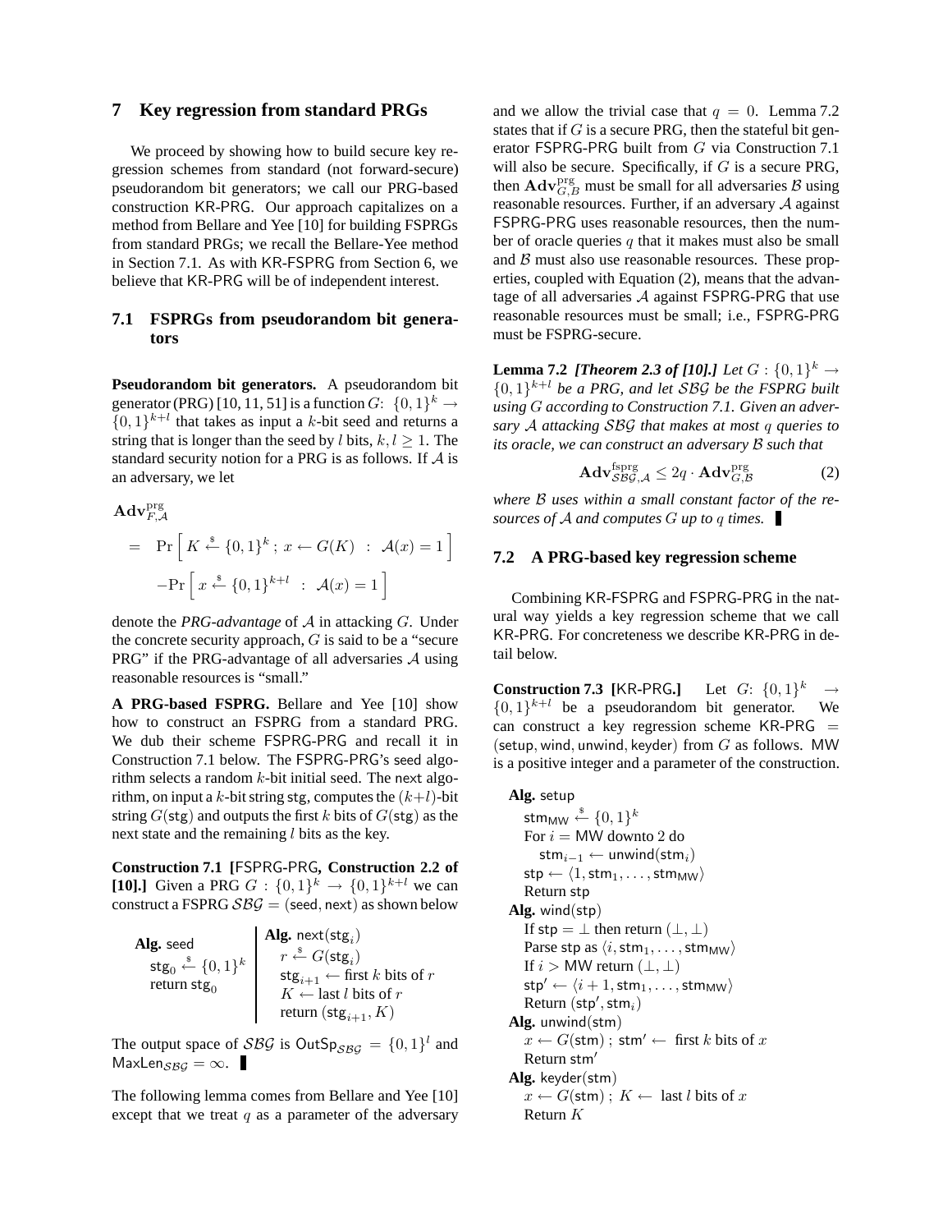## 7 Key regression from standard PRGs

We proceed by showing how to build secure key regression schemes from standard (not forward-secure) pseudorandom bit generators; we call our PRG-based construction KR-PRG. Our approach capitalizes on a method from Bellare and Yee [10] for building FSPRGs from standard PRGs; we recall the Bellare-Yee method in Section 7.1. As with KR-FSPRG from Section 6, we believe that KR-PRG will be of independent interest.

### 7.1 FSPRGs from pseudorandom bit generators

**Pseudorandom bit generators.** A pseudorandom bit generator (PRG) [10, 11, 51] is a function $G\colon \{0,1\}^k \to \{0,1\}^{k+l}$ that takes as input a $k$-bit seed and returns a string that is longer than the seed by $l$ bits, $k, l \geq 1$. The standard security notion for a PRG is as follows. If $\mathcal{A}$ is an adversary, we let

$$
\begin{aligned}
&\mathbf{Adv}^{\mathrm{prg}}_{F,\mathcal{A}} \\
&= \Pr\left[\, K \xleftarrow{\$} \{0,1\}^k \,;\, x \leftarrow G(K) \;:\; \mathcal{A}(x) = 1 \,\right] \\
&\quad - \Pr\left[\, x \xleftarrow{\$} \{0,1\}^{k+l} \;:\; \mathcal{A}(x) = 1 \,\right]
\end{aligned}
$$

denote the *PRG-advantage* of $\mathcal{A}$ in attacking $G$. Under the concrete security approach, $G$ is said to be a "secure PRG" if the PRG-advantage of all adversaries $\mathcal{A}$ using reasonable resources is "small."

**A PRG-based FSPRG.** Bellare and Yee [10] show how to construct an FSPRG from a standard PRG. We dub their scheme FSPRG-PRG and recall it in Construction 7.1 below. The FSPRG-PRG's seed algorithm selects a random $k$-bit initial seed. The next algorithm, on input a $k$-bit string stg, computes the $(k+l)$-bit string $G(\mathsf{stg})$ and outputs the first $k$ bits of $G(\mathsf{stg})$ as the next state and the remaining $l$ bits as the key.

**Construction 7.1 [FSPRG-PRG, Construction 2.2 of [10].]** Given a PRG $G : \{0,1\}^k \to \{0,1\}^{k+l}$ we can construct a FSPRG $\mathcal{SBG} = (\mathsf{seed}, \mathsf{next})$ as shown below

```
Alg. seed
  stg_0 <-$ {0,1}^k
  return stg_0

Alg. next(stg_i)
  r <-$ G(stg_i)
  stg_{i+1} <- first k bits of r
  K <- last l bits of r
  return (stg_{i+1}, K)
```

The output space of $\mathcal{SBG}$ is $\mathsf{OutSp}_{\mathcal{SBG}} = \{0,1\}^l$ and $\mathsf{MaxLen}_{\mathcal{SBG}} = \infty$. ∎

The following lemma comes from Bellare and Yee [10] except that we treat $q$ as a parameter of the adversary and we allow the trivial case that $q = 0$. Lemma 7.2 states that if $G$ is a secure PRG, then the stateful bit generator FSPRG-PRG built from $G$ via Construction 7.1 will also be secure. Specifically, if $G$ is a secure PRG, then $\mathbf{Adv}^{\mathrm{prg}}_{G,B}$ must be small for all adversaries $\mathcal{B}$ using reasonable resources. Further, if an adversary $\mathcal{A}$ against FSPRG-PRG uses reasonable resources, then the number of oracle queries $q$ that it makes must also be small and $\mathcal{B}$ must also use reasonable resources. These properties, coupled with Equation (2), means that the advantage of all adversaries $\mathcal{A}$ against FSPRG-PRG that use reasonable resources must be small; i.e., FSPRG-PRG must be FSPRG-secure.

**Lemma 7.2** ***[Theorem 2.3 of [10].]*** *Let $G : \{0,1\}^k \to \{0,1\}^{k+l}$ be a PRG, and let $\mathcal{SBG}$ be the FSPRG built using $G$ according to Construction 7.1. Given an adversary $\mathcal{A}$ attacking $\mathcal{SBG}$ that makes at most $q$ queries to its oracle, we can construct an adversary $\mathcal{B}$ such that*

$$
\mathbf{Adv}^{\mathrm{fsprg}}_{\mathcal{SBG},\mathcal{A}} \leq 2q \cdot \mathbf{Adv}^{\mathrm{prg}}_{G,\mathcal{B}} \qquad (2)
$$

*where $\mathcal{B}$ uses within a small constant factor of the resources of $\mathcal{A}$ and computes $G$ up to $q$ times.* ∎

### 7.2 A PRG-based key regression scheme

Combining KR-FSPRG and FSPRG-PRG in the natural way yields a key regression scheme that we call KR-PRG. For concreteness we describe KR-PRG in detail below.

**Construction 7.3 [KR-PRG.]** Let $G\colon \{0,1\}^k \to \{0,1\}^{k+l}$ be a pseudorandom bit generator. We can construct a key regression scheme KR-PRG = (setup, wind, unwind, keyder) from $G$ as follows. MW is a positive integer and a parameter of the construction.

```
Alg. setup
  stm_MW <-$ {0,1}^k
  For i = MW downto 2 do
    stm_{i-1} <- unwind(stm_i)
  stp <- ⟨1, stm_1, ..., stm_MW⟩
  Return stp
Alg. wind(stp)
  If stp = ⊥ then return (⊥, ⊥)
  Parse stp as ⟨i, stm_1, ..., stm_MW⟩
  If i > MW return (⊥, ⊥)
  stp' <- ⟨i + 1, stm_1, ..., stm_MW⟩
  Return (stp', stm_i)
Alg. unwind(stm)
  x <- G(stm) ; stm' <- first k bits of x
  Return stm'
Alg. keyder(stm)
  x <- G(stm) ; K <- last l bits of x
  Return K
```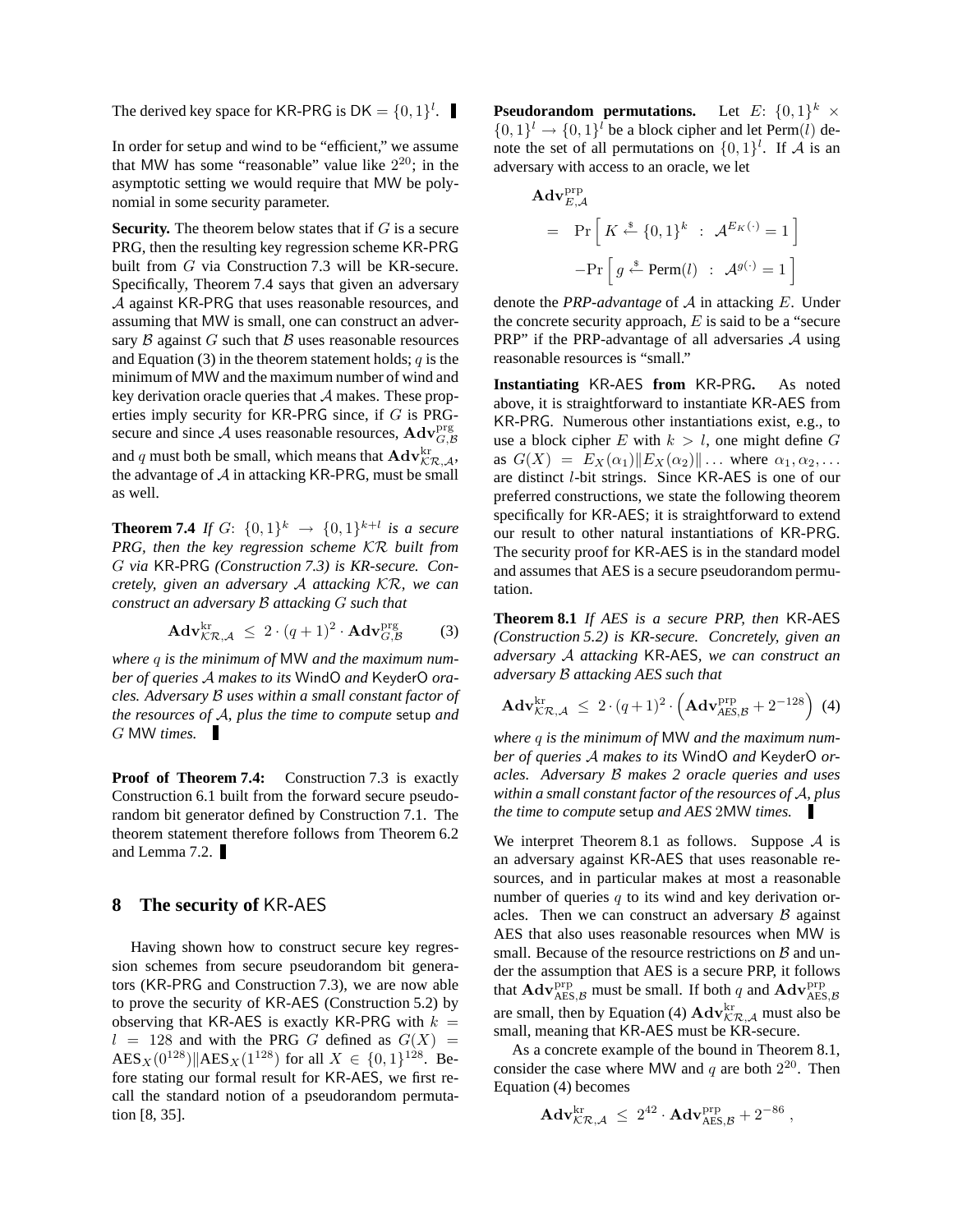The derived key space for KR-PRG is $\mathsf{DK} = \{0,1\}^l$. ∎

In order for setup and wind to be "efficient," we assume that MW has some "reasonable" value like $2^{20}$; in the asymptotic setting we would require that MW be polynomial in some security parameter.

**Security.** The theorem below states that if $G$ is a secure PRG, then the resulting key regression scheme KR-PRG built from $G$ via Construction 7.3 will be KR-secure. Specifically, Theorem 7.4 says that given an adversary $\mathcal{A}$ against KR-PRG that uses reasonable resources, and assuming that MW is small, one can construct an adversary $\mathcal{B}$ against $G$ such that $\mathcal{B}$ uses reasonable resources and Equation (3) in the theorem statement holds; $q$ is the minimum of MW and the maximum number of wind and key derivation oracle queries that $\mathcal{A}$ makes. These properties imply security for KR-PRG since, if $G$ is PRG-secure and since $\mathcal{A}$ uses reasonable resources, $\mathbf{Adv}^{\mathrm{prg}}_{G,\mathcal{B}}$ and $q$ must both be small, which means that $\mathbf{Adv}^{\mathrm{kr}}_{\mathcal{KR},\mathcal{A}}$, the advantage of $\mathcal{A}$ in attacking KR-PRG, must be small as well.

**Theorem 7.4** *If $G\colon \{0,1\}^k \to \{0,1\}^{k+l}$ is a secure PRG, then the key regression scheme $\mathcal{KR}$ built from $G$ via KR-PRG (Construction 7.3) is KR-secure. Concretely, given an adversary $\mathcal{A}$ attacking $\mathcal{KR}$, we can construct an adversary $\mathcal{B}$ attacking $G$ such that*

$$\mathbf{Adv}^{\mathrm{kr}}_{\mathcal{KR},\mathcal{A}} \;\le\; 2 \cdot (q+1)^2 \cdot \mathbf{Adv}^{\mathrm{prg}}_{G,\mathcal{B}} \qquad (3)$$

*where $q$ is the minimum of MW and the maximum number of queries $\mathcal{A}$ makes to its WindO and KeyderO oracles. Adversary $\mathcal{B}$ uses within a small constant factor of the resources of $\mathcal{A}$, plus the time to compute setup and $G$ MW times.* ∎

**Proof of Theorem 7.4:** Construction 7.3 is exactly Construction 6.1 built from the forward secure pseudorandom bit generator defined by Construction 7.1. The theorem statement therefore follows from Theorem 6.2 and Lemma 7.2. ∎

## 8 The security of KR-AES

Having shown how to construct secure key regression schemes from secure pseudorandom bit generators (KR-PRG and Construction 7.3), we are now able to prove the security of KR-AES (Construction 5.2) by observing that KR-AES is exactly KR-PRG with $k = l = 128$ and with the PRG $G$ defined as $G(X) = \mathrm{AES}_X(0^{128}) \| \mathrm{AES}_X(1^{128})$ for all $X \in \{0,1\}^{128}$. Before stating our formal result for KR-AES, we first recall the standard notion of a pseudorandom permutation [8, 35].

**Pseudorandom permutations.** Let $E\colon \{0,1\}^k \times \{0,1\}^l \to \{0,1\}^l$ be a block cipher and let $\mathrm{Perm}(l)$ denote the set of all permutations on $\{0,1\}^l$. If $\mathcal{A}$ is an adversary with access to an oracle, we let

$$\begin{aligned}
&\mathbf{Adv}^{\mathrm{prp}}_{E,\mathcal{A}} \\
&\quad = \Pr\left[\, K \stackrel{\$}{\leftarrow} \{0,1\}^k \;:\; \mathcal{A}^{E_K(\cdot)} = 1 \,\right] \\
&\qquad - \Pr\left[\, g \stackrel{\$}{\leftarrow} \mathrm{Perm}(l) \;:\; \mathcal{A}^{g(\cdot)} = 1 \,\right]
\end{aligned}$$

denote the *PRP-advantage* of $\mathcal{A}$ in attacking $E$. Under the concrete security approach, $E$ is said to be a "secure PRP" if the PRP-advantage of all adversaries $\mathcal{A}$ using reasonable resources is "small."

**Instantiating KR-AES from KR-PRG.** As noted above, it is straightforward to instantiate KR-AES from KR-PRG. Numerous other instantiations exist, e.g., to use a block cipher $E$ with $k > l$, one might define $G$ as $G(X) = E_X(\alpha_1) \| E_X(\alpha_2) \| \ldots$ where $\alpha_1, \alpha_2, \ldots$ are distinct $l$-bit strings. Since KR-AES is one of our preferred constructions, we state the following theorem specifically for KR-AES; it is straightforward to extend our result to other natural instantiations of KR-PRG. The security proof for KR-AES is in the standard model and assumes that AES is a secure pseudorandom permutation.

**Theorem 8.1** *If AES is a secure PRP, then KR-AES (Construction 5.2) is KR-secure. Concretely, given an adversary $\mathcal{A}$ attacking KR-AES, we can construct an adversary $\mathcal{B}$ attacking AES such that*

$$\mathbf{Adv}^{\mathrm{kr}}_{\mathcal{KR},\mathcal{A}} \;\le\; 2 \cdot (q+1)^2 \cdot \left( \mathbf{Adv}^{\mathrm{prp}}_{\mathit{AES},\mathcal{B}} + 2^{-128} \right) \quad (4)$$

*where $q$ is the minimum of MW and the maximum number of queries $\mathcal{A}$ makes to its WindO and KeyderO oracles. Adversary $\mathcal{B}$ makes 2 oracle queries and uses within a small constant factor of the resources of $\mathcal{A}$, plus the time to compute setup and AES 2MW times.* ∎

We interpret Theorem 8.1 as follows. Suppose $\mathcal{A}$ is an adversary against KR-AES that uses reasonable resources, and in particular makes at most a reasonable number of queries $q$ to its wind and key derivation oracles. Then we can construct an adversary $\mathcal{B}$ against AES that also uses reasonable resources when MW is small. Because of the resource restrictions on $\mathcal{B}$ and under the assumption that AES is a secure PRP, it follows that $\mathbf{Adv}^{\mathrm{prp}}_{\mathrm{AES},\mathcal{B}}$ must be small. If both $q$ and $\mathbf{Adv}^{\mathrm{prp}}_{\mathrm{AES},\mathcal{B}}$ are small, then by Equation (4) $\mathbf{Adv}^{\mathrm{kr}}_{\mathcal{KR},\mathcal{A}}$ must also be small, meaning that KR-AES must be KR-secure.

As a concrete example of the bound in Theorem 8.1, consider the case where MW and $q$ are both $2^{20}$. Then Equation (4) becomes

$$\mathbf{Adv}^{\mathrm{kr}}_{\mathcal{KR},\mathcal{A}} \;\le\; 2^{42} \cdot \mathbf{Adv}^{\mathrm{prp}}_{\mathrm{AES},\mathcal{B}} + 2^{-86} \,,$$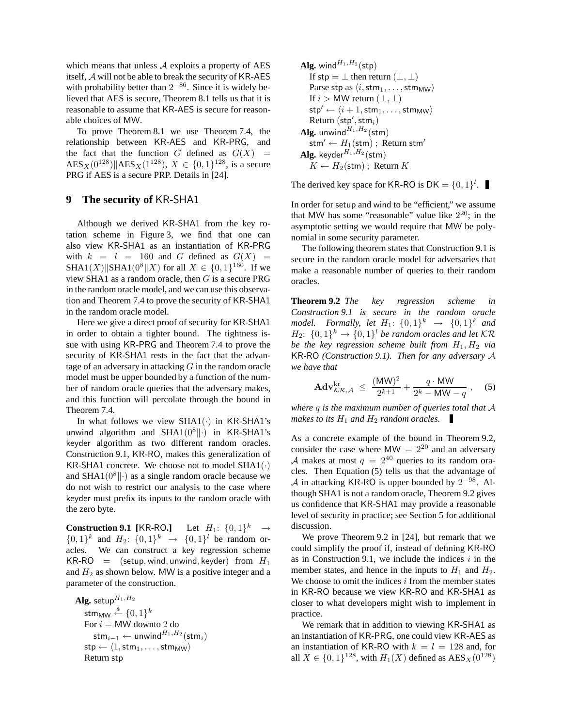which means that unless $\mathcal{A}$ exploits a property of AES itself, $\mathcal{A}$ will not be able to break the security of KR-AES with probability better than $2^{-86}$. Since it is widely believed that AES is secure, Theorem 8.1 tells us that it is reasonable to assume that KR-AES is secure for reasonable choices of MW.

To prove Theorem 8.1 we use Theorem 7.4, the relationship between KR-AES and KR-PRG, and the fact that the function $G$ defined as $G(X) = \mathrm{AES}_X(0^{128}) \| \mathrm{AES}_X(1^{128})$, $X \in \{0,1\}^{128}$, is a secure PRG if AES is a secure PRP. Details in [24].

## 9 The security of KR-SHA1

Although we derived KR-SHA1 from the key rotation scheme in Figure 3, we find that one can also view KR-SHA1 as an instantiation of KR-PRG with $k = l = 160$ and $G$ defined as $G(X) = \mathrm{SHA1}(X) \| \mathrm{SHA1}(0^8 \| X)$ for all $X \in \{0,1\}^{160}$. If we view SHA1 as a random oracle, then $G$ is a secure PRG in the random oracle model, and we can use this observation and Theorem 7.4 to prove the security of KR-SHA1 in the random oracle model.

Here we give a direct proof of security for KR-SHA1 in order to obtain a tighter bound. The tightness issue with using KR-PRG and Theorem 7.4 to prove the security of KR-SHA1 rests in the fact that the advantage of an adversary in attacking $G$ in the random oracle model must be upper bounded by a function of the number of random oracle queries that the adversary makes, and this function will percolate through the bound in Theorem 7.4.

In what follows we view $\mathrm{SHA1}(\cdot)$ in KR-SHA1's unwind algorithm and $\mathrm{SHA1}(0^8 \| \cdot)$ in KR-SHA1's keyder algorithm as two different random oracles. Construction 9.1, KR-RO, makes this generalization of KR-SHA1 concrete. We choose not to model $\mathrm{SHA1}(\cdot)$ and $\mathrm{SHA1}(0^8 \| \cdot)$ as a single random oracle because we do not wish to restrict our analysis to the case where keyder must prefix its inputs to the random oracle with the zero byte.

**Construction 9.1 [KR-RO.]** Let $H_1\colon \{0,1\}^k \to \{0,1\}^k$ and $H_2\colon \{0,1\}^k \to \{0,1\}^l$ be random oracles. We can construct a key regression scheme KR-RO = (setup, wind, unwind, keyder) from $H_1$ and $H_2$ as shown below. MW is a positive integer and a parameter of the construction.

**Alg.** $\mathsf{setup}^{H_1,H_2}$
  $\mathsf{stm}_{\mathsf{MW}} \xleftarrow{\$} \{0,1\}^k$
  For $i = \mathsf{MW}$ downto 2 do
    $\mathsf{stm}_{i-1} \leftarrow \mathsf{unwind}^{H_1,H_2}(\mathsf{stm}_i)$
  $\mathsf{stp} \leftarrow \langle 1, \mathsf{stm}_1, \ldots, \mathsf{stm}_{\mathsf{MW}} \rangle$
  Return stp

**Alg.** $\mathsf{wind}^{H_1,H_2}(\mathsf{stp})$
  If $\mathsf{stp} = \perp$ then return $(\perp, \perp)$
  Parse stp as $\langle i, \mathsf{stm}_1, \ldots, \mathsf{stm}_{\mathsf{MW}} \rangle$
  If $i > \mathsf{MW}$ return $(\perp, \perp)$
  $\mathsf{stp}' \leftarrow \langle i+1, \mathsf{stm}_1, \ldots, \mathsf{stm}_{\mathsf{MW}} \rangle$
  Return $(\mathsf{stp}', \mathsf{stm}_i)$
**Alg.** $\mathsf{unwind}^{H_1,H_2}(\mathsf{stm})$
  $\mathsf{stm}' \leftarrow H_1(\mathsf{stm})$ ; Return $\mathsf{stm}'$
**Alg.** $\mathsf{keyder}^{H_1,H_2}(\mathsf{stm})$
  $K \leftarrow H_2(\mathsf{stm})$ ; Return $K$

The derived key space for KR-RO is $\mathsf{DK} = \{0,1\}^l$. ∎

In order for setup and wind to be "efficient," we assume that MW has some "reasonable" value like $2^{20}$; in the asymptotic setting we would require that MW be polynomial in some security parameter.

The following theorem states that Construction 9.1 is secure in the random oracle model for adversaries that make a reasonable number of queries to their random oracles.

**Theorem 9.2** *The key regression scheme in Construction 9.1 is secure in the random oracle model. Formally, let $H_1\colon \{0,1\}^k \to \{0,1\}^k$ and $H_2\colon \{0,1\}^k \to \{0,1\}^l$ be random oracles and let $\mathcal{KR}$ be the key regression scheme built from $H_1, H_2$ via KR-RO (Construction 9.1). Then for any adversary $\mathcal{A}$ we have that*

$$\mathbf{Adv}^{\mathrm{kr}}_{\mathcal{KR},\mathcal{A}} \le \frac{(\mathsf{MW})^2}{2^{k+1}} + \frac{q \cdot \mathsf{MW}}{2^k - \mathsf{MW} - q}, \quad (5)$$

*where $q$ is the maximum number of queries total that $\mathcal{A}$ makes to its $H_1$ and $H_2$ random oracles.* ∎

As a concrete example of the bound in Theorem 9.2, consider the case where $\mathsf{MW} = 2^{20}$ and an adversary $\mathcal{A}$ makes at most $q = 2^{40}$ queries to its random oracles. Then Equation (5) tells us that the advantage of $\mathcal{A}$ in attacking KR-RO is upper bounded by $2^{-98}$. Although SHA1 is not a random oracle, Theorem 9.2 gives us confidence that KR-SHA1 may provide a reasonable level of security in practice; see Section 5 for additional discussion.

We prove Theorem 9.2 in [24], but remark that we could simplify the proof if, instead of defining KR-RO as in Construction 9.1, we include the indices $i$ in the member states, and hence in the inputs to $H_1$ and $H_2$. We choose to omit the indices $i$ from the member states in KR-RO because we view KR-RO and KR-SHA1 as closer to what developers might wish to implement in practice.

We remark that in addition to viewing KR-SHA1 as an instantiation of KR-PRG, one could view KR-AES as an instantiation of KR-RO with $k = l = 128$ and, for all $X \in \{0,1\}^{128}$, with $H_1(X)$ defined as $\mathrm{AES}_X(0^{128})$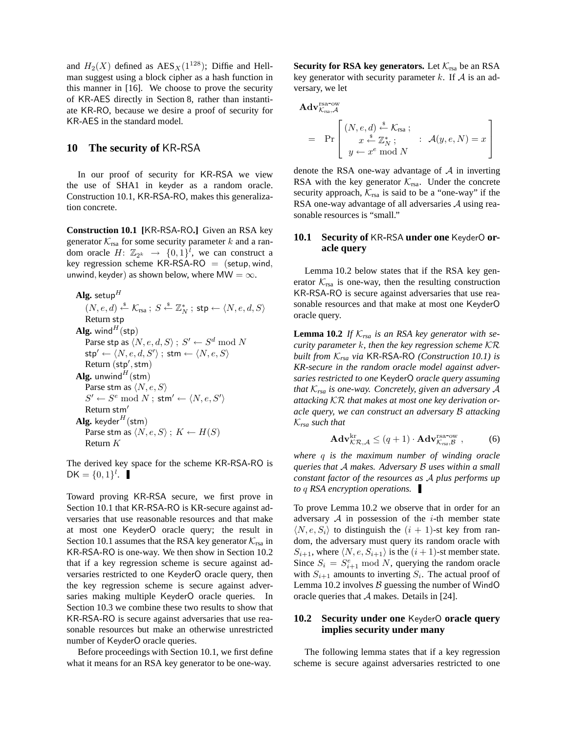and $H_2(X)$ defined as $\mathrm{AES}_X(1^{128})$; Diffie and Hellman suggest using a block cipher as a hash function in this manner in [16]. We choose to prove the security of KR-AES directly in Section 8, rather than instantiate KR-RO, because we desire a proof of security for KR-AES in the standard model.

## 10 The security of KR-RSA

In our proof of security for KR-RSA we view the use of SHA1 in keyder as a random oracle. Construction 10.1, KR-RSA-RO, makes this generalization concrete.

**Construction 10.1 [KR-RSA-RO.]** Given an RSA key generator $\mathcal{K}_{\text{rsa}}$ for some security parameter $k$ and a random oracle $H\colon \mathbb{Z}_{2^k} \rightarrow \{0,1\}^l$, we can construct a key regression scheme KR-RSA-RO = (setup, wind, unwind, keyder) as shown below, where $\mathsf{MW} = \infty$.

**Alg.** $\mathsf{setup}^H$
  $(N,e,d) \xleftarrow{\$} \mathcal{K}_{\text{rsa}}$ ; $S \xleftarrow{\$} \mathbb{Z}_N^*$ ; $\mathsf{stp} \leftarrow \langle N,e,d,S\rangle$
  Return stp
**Alg.** $\mathsf{wind}^H(\mathsf{stp})$
  Parse stp as $\langle N,e,d,S\rangle$ ; $S' \leftarrow S^d \bmod N$
  $\mathsf{stp}' \leftarrow \langle N,e,d,S'\rangle$ ; $\mathsf{stm} \leftarrow \langle N,e,S\rangle$
  Return $(\mathsf{stp}', \mathsf{stm})$
**Alg.** $\mathsf{unwind}^H(\mathsf{stm})$
  Parse stm as $\langle N,e,S\rangle$
  $S' \leftarrow S^e \bmod N$ ; $\mathsf{stm}' \leftarrow \langle N,e,S'\rangle$
  Return $\mathsf{stm}'$
**Alg.** $\mathsf{keyder}^H(\mathsf{stm})$
  Parse stm as $\langle N,e,S\rangle$ ; $K \leftarrow H(S)$
  Return $K$

The derived key space for the scheme KR-RSA-RO is $\mathsf{DK} = \{0,1\}^l$. ∎

Toward proving KR-RSA secure, we first prove in Section 10.1 that KR-RSA-RO is KR-secure against adversaries that use reasonable resources and that make at most one KeyderO oracle query; the result in Section 10.1 assumes that the RSA key generator $\mathcal{K}_{\text{rsa}}$ in KR-RSA-RO is one-way. We then show in Section 10.2 that if a key regression scheme is secure against adversaries restricted to one KeyderO oracle query, then the key regression scheme is secure against adversaries making multiple KeyderO oracle queries. In Section 10.3 we combine these two results to show that KR-RSA-RO is secure against adversaries that use reasonable resources but make an otherwise unrestricted number of KeyderO oracle queries.

Before proceedings with Section 10.1, we first define what it means for an RSA key generator to be one-way.

**Security for RSA key generators.** Let $\mathcal{K}_{\text{rsa}}$ be an RSA key generator with security parameter $k$. If $\mathcal{A}$ is an adversary, we let

$$\mathbf{Adv}^{\text{rsa-ow}}_{\mathcal{K}_{\text{rsa}},\mathcal{A}} = \Pr\left[ \begin{array}{c} (N,e,d) \xleftarrow{\$} \mathcal{K}_{\text{rsa}} \,; \\ x \xleftarrow{\$} \mathbb{Z}_N^* \,; \\ y \leftarrow x^e \bmod N \end{array} : \mathcal{A}(y,e,N) = x \right]$$

denote the RSA one-way advantage of $\mathcal{A}$ in inverting RSA with the key generator $\mathcal{K}_{\text{rsa}}$. Under the concrete security approach, $\mathcal{K}_{\text{rsa}}$ is said to be a "one-way" if the RSA one-way advantage of all adversaries $\mathcal{A}$ using reasonable resources is "small."

### 10.1 Security of KR-RSA under one KeyderO oracle query

Lemma 10.2 below states that if the RSA key generator $\mathcal{K}_{\text{rsa}}$ is one-way, then the resulting construction KR-RSA-RO is secure against adversaries that use reasonable resources and that make at most one KeyderO oracle query.

**Lemma 10.2** *If $\mathcal{K}_{rsa}$ is an RSA key generator with security parameter $k$, then the key regression scheme $\mathcal{KR}$ built from $\mathcal{K}_{rsa}$ via KR-RSA-RO (Construction 10.1) is KR-secure in the random oracle model against adversaries restricted to one KeyderO oracle query assuming that $\mathcal{K}_{rsa}$ is one-way. Concretely, given an adversary $\mathcal{A}$ attacking $\mathcal{KR}$ that makes at most one key derivation oracle query, we can construct an adversary $\mathcal{B}$ attacking $\mathcal{K}_{rsa}$ such that*

$$\mathbf{Adv}^{\text{kr}}_{\mathcal{KR},\mathcal{A}} \leq (q+1) \cdot \mathbf{Adv}^{\text{rsa-ow}}_{\mathcal{K}_{rsa},\mathcal{B}} \,, \tag{6}$$

*where $q$ is the maximum number of winding oracle queries that $\mathcal{A}$ makes. Adversary $\mathcal{B}$ uses within a small constant factor of the resources as $\mathcal{A}$ plus performs up to $q$ RSA encryption operations.* ∎

To prove Lemma 10.2 we observe that in order for an adversary $\mathcal{A}$ in possession of the $i$-th member state $\langle N,e,S_i\rangle$ to distinguish the $(i+1)$-st key from random, the adversary must query its random oracle with $S_{i+1}$, where $\langle N,e,S_{i+1}\rangle$ is the $(i+1)$-st member state. Since $S_i = S_{i+1}^e \bmod N$, querying the random oracle with $S_{i+1}$ amounts to inverting $S_i$. The actual proof of Lemma 10.2 involves $\mathcal{B}$ guessing the number of WindO oracle queries that $\mathcal{A}$ makes. Details in [24].

### 10.2 Security under one KeyderO oracle query implies security under many

The following lemma states that if a key regression scheme is secure against adversaries restricted to one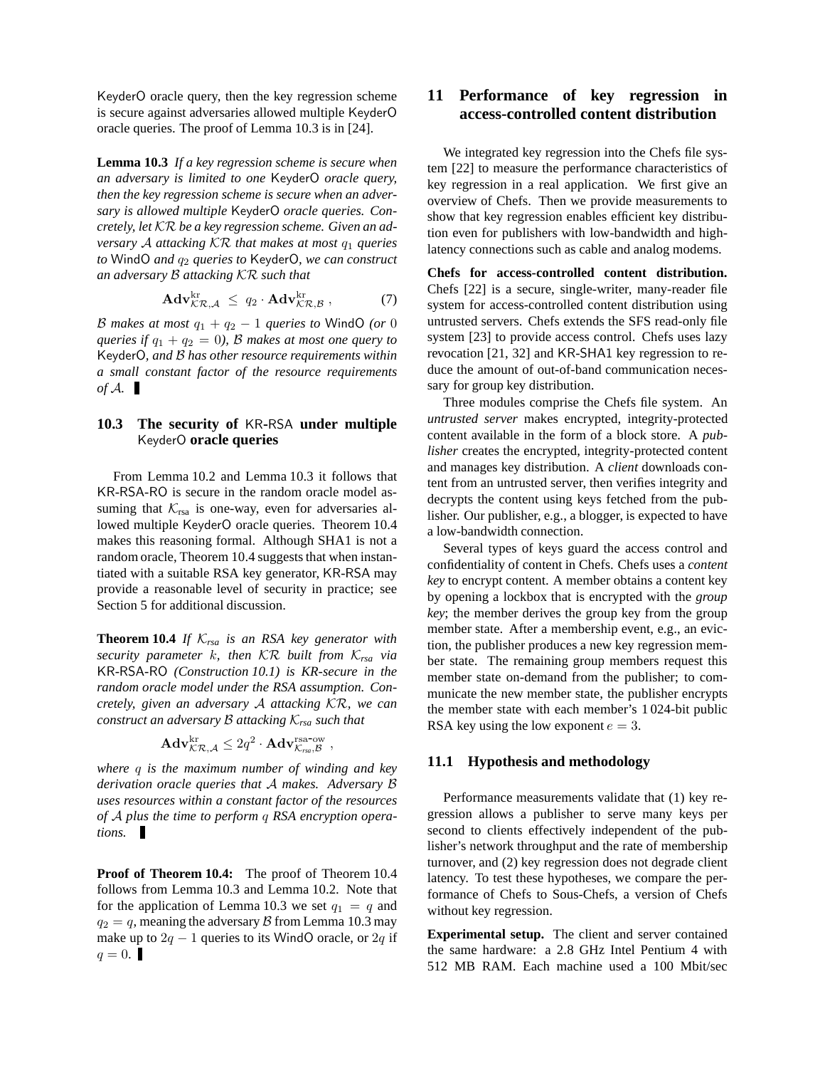KeyderO oracle query, then the key regression scheme is secure against adversaries allowed multiple KeyderO oracle queries. The proof of Lemma 10.3 is in [24].

**Lemma 10.3** *If a key regression scheme is secure when an adversary is limited to one* KeyderO *oracle query, then the key regression scheme is secure when an adversary is allowed multiple* KeyderO *oracle queries. Concretely, let $\mathcal{KR}$ be a key regression scheme. Given an adversary $\mathcal{A}$ attacking $\mathcal{KR}$ that makes at most $q_1$ queries to* WindO *and $q_2$ queries to* KeyderO*, we can construct an adversary $\mathcal{B}$ attacking $\mathcal{KR}$ such that*

$$\mathbf{Adv}^{\mathrm{kr}}_{\mathcal{KR},\mathcal{A}} \leq q_2 \cdot \mathbf{Adv}^{\mathrm{kr}}_{\mathcal{KR},\mathcal{B}} , \quad (7)$$

*$\mathcal{B}$ makes at most $q_1 + q_2 - 1$ queries to* WindO *(or $0$ queries if $q_1 + q_2 = 0$), $\mathcal{B}$ makes at most one query to* KeyderO*, and $\mathcal{B}$ has other resource requirements within a small constant factor of the resource requirements of $\mathcal{A}$.* ▌

### 10.3 The security of KR-RSA under multiple KeyderO oracle queries

From Lemma 10.2 and Lemma 10.3 it follows that KR-RSA-RO is secure in the random oracle model assuming that $\mathcal{K}_{\mathrm{rsa}}$ is one-way, even for adversaries allowed multiple KeyderO oracle queries. Theorem 10.4 makes this reasoning formal. Although SHA1 is not a random oracle, Theorem 10.4 suggests that when instantiated with a suitable RSA key generator, KR-RSA may provide a reasonable level of security in practice; see Section 5 for additional discussion.

**Theorem 10.4** *If $\mathcal{K}_{rsa}$ is an RSA key generator with security parameter $k$, then $\mathcal{KR}$ built from $\mathcal{K}_{rsa}$ via* KR-RSA-RO *(Construction 10.1) is KR-secure in the random oracle model under the RSA assumption. Concretely, given an adversary $\mathcal{A}$ attacking $\mathcal{KR}$, we can construct an adversary $\mathcal{B}$ attacking $\mathcal{K}_{rsa}$ such that*

$$\mathbf{Adv}^{\mathrm{kr}}_{\mathcal{KR},\mathcal{A}} \leq 2q^2 \cdot \mathbf{Adv}^{\mathrm{rsa\text{-}ow}}_{\mathcal{K}_{rsa},\mathcal{B}} ,$$

*where $q$ is the maximum number of winding and key derivation oracle queries that $\mathcal{A}$ makes. Adversary $\mathcal{B}$ uses resources within a constant factor of the resources of $\mathcal{A}$ plus the time to perform $q$ RSA encryption operations.* ▌

**Proof of Theorem 10.4:** The proof of Theorem 10.4 follows from Lemma 10.3 and Lemma 10.2. Note that for the application of Lemma 10.3 we set $q_1 = q$ and $q_2 = q$, meaning the adversary $\mathcal{B}$ from Lemma 10.3 may make up to $2q - 1$ queries to its WindO oracle, or $2q$ if $q = 0$. ▌

## 11 Performance of key regression in access-controlled content distribution

We integrated key regression into the Chefs file system [22] to measure the performance characteristics of key regression in a real application. We first give an overview of Chefs. Then we provide measurements to show that key regression enables efficient key distribution even for publishers with low-bandwidth and high-latency connections such as cable and analog modems.

**Chefs for access-controlled content distribution.** Chefs [22] is a secure, single-writer, many-reader file system for access-controlled content distribution using untrusted servers. Chefs extends the SFS read-only file system [23] to provide access control. Chefs uses lazy revocation [21, 32] and KR-SHA1 key regression to reduce the amount of out-of-band communication necessary for group key distribution.

Three modules comprise the Chefs file system. An *untrusted server* makes encrypted, integrity-protected content available in the form of a block store. A *publisher* creates the encrypted, integrity-protected content and manages key distribution. A *client* downloads content from an untrusted server, then verifies integrity and decrypts the content using keys fetched from the publisher. Our publisher, e.g., a blogger, is expected to have a low-bandwidth connection.

Several types of keys guard the access control and confidentiality of content in Chefs. Chefs uses a *content key* to encrypt content. A member obtains a content key by opening a lockbox that is encrypted with the *group key*; the member derives the group key from the group member state. After a membership event, e.g., an eviction, the publisher produces a new key regression member state. The remaining group members request this member state on-demand from the publisher; to communicate the new member state, the publisher encrypts the member state with each member's 1 024-bit public RSA key using the low exponent $e = 3$.

### 11.1 Hypothesis and methodology

Performance measurements validate that (1) key regression allows a publisher to serve many keys per second to clients effectively independent of the publisher's network throughput and the rate of membership turnover, and (2) key regression does not degrade client latency. To test these hypotheses, we compare the performance of Chefs to Sous-Chefs, a version of Chefs without key regression.

**Experimental setup.** The client and server contained the same hardware: a 2.8 GHz Intel Pentium 4 with 512 MB RAM. Each machine used a 100 Mbit/sec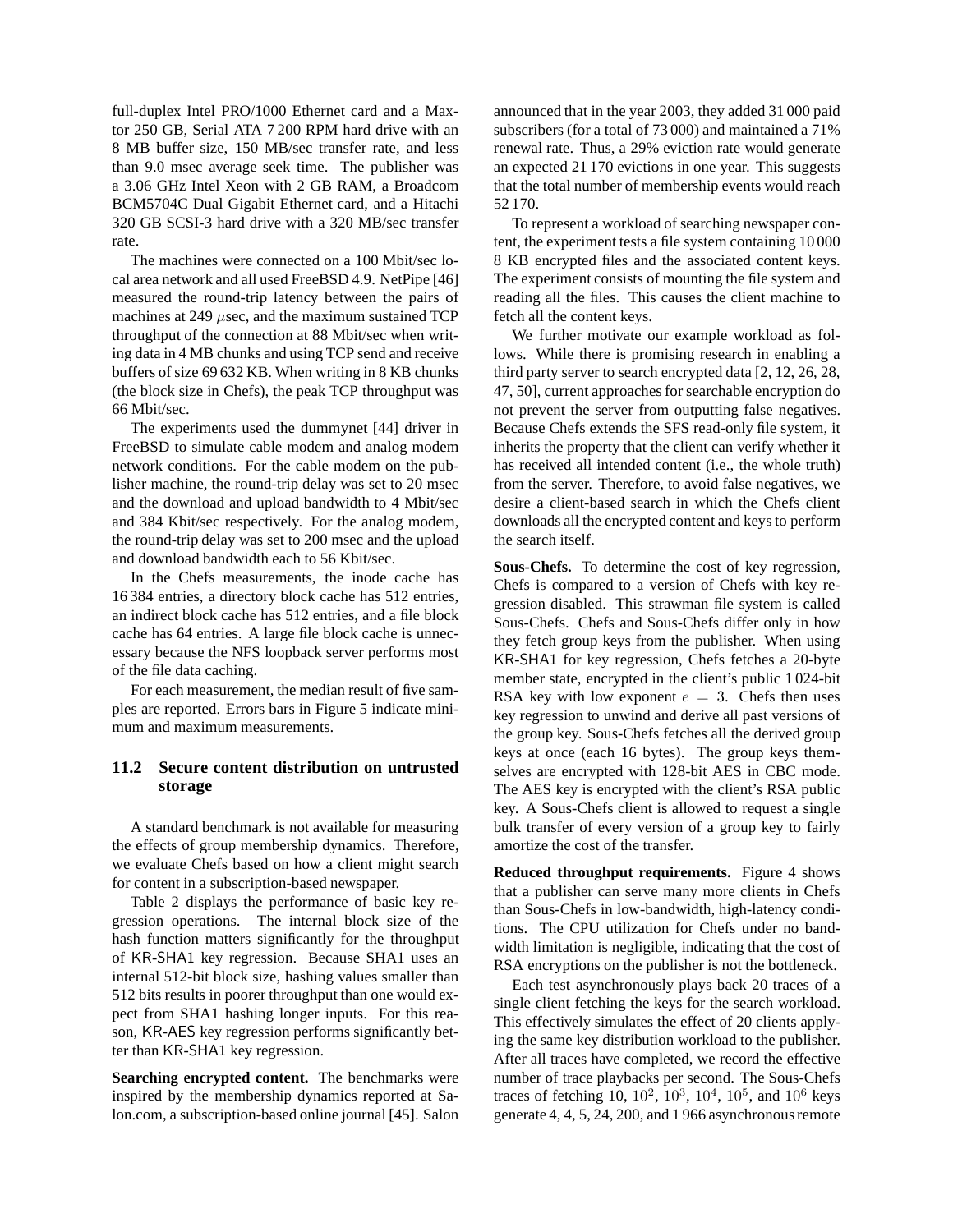full-duplex Intel PRO/1000 Ethernet card and a Maxtor 250 GB, Serial ATA 7 200 RPM hard drive with an 8 MB buffer size, 150 MB/sec transfer rate, and less than 9.0 msec average seek time. The publisher was a 3.06 GHz Intel Xeon with 2 GB RAM, a Broadcom BCM5704C Dual Gigabit Ethernet card, and a Hitachi 320 GB SCSI-3 hard drive with a 320 MB/sec transfer rate.

The machines were connected on a 100 Mbit/sec local area network and all used FreeBSD 4.9. NetPipe [46] measured the round-trip latency between the pairs of machines at 249 $\mu$sec, and the maximum sustained TCP throughput of the connection at 88 Mbit/sec when writing data in 4 MB chunks and using TCP send and receive buffers of size 69 632 KB. When writing in 8 KB chunks (the block size in Chefs), the peak TCP throughput was 66 Mbit/sec.

The experiments used the dummynet [44] driver in FreeBSD to simulate cable modem and analog modem network conditions. For the cable modem on the publisher machine, the round-trip delay was set to 20 msec and the download and upload bandwidth to 4 Mbit/sec and 384 Kbit/sec respectively. For the analog modem, the round-trip delay was set to 200 msec and the upload and download bandwidth each to 56 Kbit/sec.

In the Chefs measurements, the inode cache has 16 384 entries, a directory block cache has 512 entries, an indirect block cache has 512 entries, and a file block cache has 64 entries. A large file block cache is unnecessary because the NFS loopback server performs most of the file data caching.

For each measurement, the median result of five samples are reported. Errors bars in Figure 5 indicate minimum and maximum measurements.

### 11.2 Secure content distribution on untrusted storage

A standard benchmark is not available for measuring the effects of group membership dynamics. Therefore, we evaluate Chefs based on how a client might search for content in a subscription-based newspaper.

Table 2 displays the performance of basic key regression operations. The internal block size of the hash function matters significantly for the throughput of KR-SHA1 key regression. Because SHA1 uses an internal 512-bit block size, hashing values smaller than 512 bits results in poorer throughput than one would expect from SHA1 hashing longer inputs. For this reason, KR-AES key regression performs significantly better than KR-SHA1 key regression.

**Searching encrypted content.** The benchmarks were inspired by the membership dynamics reported at Salon.com, a subscription-based online journal [45]. Salon announced that in the year 2003, they added 31 000 paid subscribers (for a total of 73 000) and maintained a 71% renewal rate. Thus, a 29% eviction rate would generate an expected 21 170 evictions in one year. This suggests that the total number of membership events would reach 52 170.

To represent a workload of searching newspaper content, the experiment tests a file system containing 10 000 8 KB encrypted files and the associated content keys. The experiment consists of mounting the file system and reading all the files. This causes the client machine to fetch all the content keys.

We further motivate our example workload as follows. While there is promising research in enabling a third party server to search encrypted data [2, 12, 26, 28, 47, 50], current approaches for searchable encryption do not prevent the server from outputting false negatives. Because Chefs extends the SFS read-only file system, it inherits the property that the client can verify whether it has received all intended content (i.e., the whole truth) from the server. Therefore, to avoid false negatives, we desire a client-based search in which the Chefs client downloads all the encrypted content and keys to perform the search itself.

**Sous-Chefs.** To determine the cost of key regression, Chefs is compared to a version of Chefs with key regression disabled. This strawman file system is called Sous-Chefs. Chefs and Sous-Chefs differ only in how they fetch group keys from the publisher. When using KR-SHA1 for key regression, Chefs fetches a 20-byte member state, encrypted in the client's public 1 024-bit RSA key with low exponent $e = 3$. Chefs then uses key regression to unwind and derive all past versions of the group key. Sous-Chefs fetches all the derived group keys at once (each 16 bytes). The group keys themselves are encrypted with 128-bit AES in CBC mode. The AES key is encrypted with the client's RSA public key. A Sous-Chefs client is allowed to request a single bulk transfer of every version of a group key to fairly amortize the cost of the transfer.

**Reduced throughput requirements.** Figure 4 shows that a publisher can serve many more clients in Chefs than Sous-Chefs in low-bandwidth, high-latency conditions. The CPU utilization for Chefs under no bandwidth limitation is negligible, indicating that the cost of RSA encryptions on the publisher is not the bottleneck.

Each test asynchronously plays back 20 traces of a single client fetching the keys for the search workload. This effectively simulates the effect of 20 clients applying the same key distribution workload to the publisher. After all traces have completed, we record the effective number of trace playbacks per second. The Sous-Chefs traces of fetching 10, $10^2$, $10^3$, $10^4$, $10^5$, and $10^6$ keys generate 4, 4, 5, 24, 200, and 1 966 asynchronous remote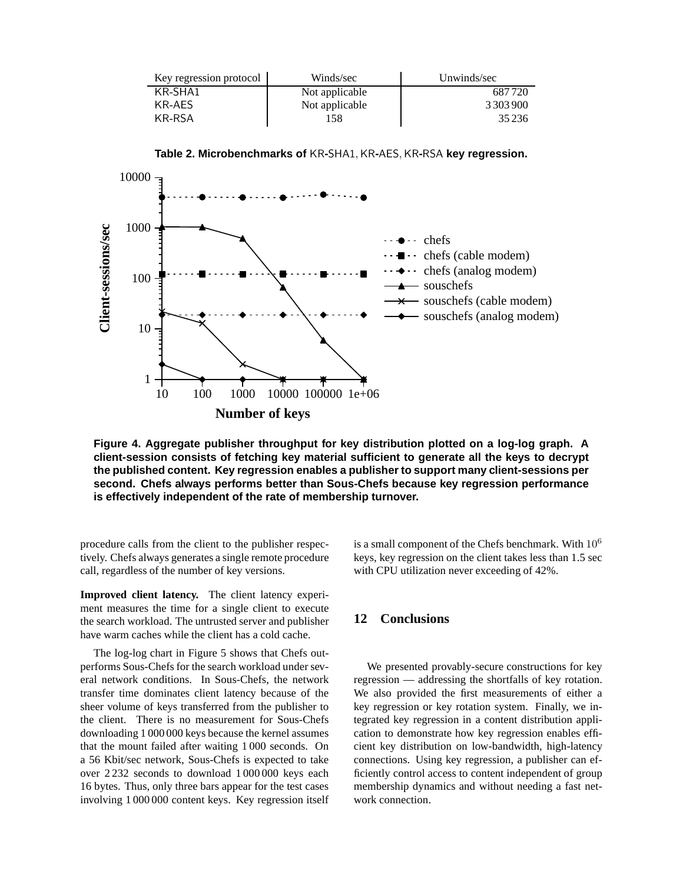| Key regression protocol | Winds/sec | Unwinds/sec |
|---|---|---|
| KR-SHA1 | Not applicable | 687 720 |
| KR-AES | Not applicable | 3 303 900 |
| KR-RSA | 158 | 35 236 |

**Table 2. Microbenchmarks of KR-SHA1, KR-AES, KR-RSA key regression.**

**Figure 4. Aggregate publisher throughput for key distribution plotted on a log-log graph. A client-session consists of fetching key material sufficient to generate all the keys to decrypt the published content. Key regression enables a publisher to support many client-sessions per second. Chefs always performs better than Sous-Chefs because key regression performance is effectively independent of the rate of membership turnover.**

procedure calls from the client to the publisher respectively. Chefs always generates a single remote procedure call, regardless of the number of key versions.

**Improved client latency.** The client latency experiment measures the time for a single client to execute the search workload. The untrusted server and publisher have warm caches while the client has a cold cache.

The log-log chart in Figure 5 shows that Chefs outperforms Sous-Chefs for the search workload under several network conditions. In Sous-Chefs, the network transfer time dominates client latency because of the sheer volume of keys transferred from the publisher to the client. There is no measurement for Sous-Chefs downloading 1 000 000 keys because the kernel assumes that the mount failed after waiting 1 000 seconds. On a 56 Kbit/sec network, Sous-Chefs is expected to take over 2 232 seconds to download 1 000 000 keys each 16 bytes. Thus, only three bars appear for the test cases involving 1 000 000 content keys. Key regression itself is a small component of the Chefs benchmark. With $10^6$ keys, key regression on the client takes less than 1.5 sec with CPU utilization never exceeding of 42%.

## 12 Conclusions

We presented provably-secure constructions for key regression — addressing the shortfalls of key rotation. We also provided the first measurements of either a key regression or key rotation system. Finally, we integrated key regression in a content distribution application to demonstrate how key regression enables efficient key distribution on low-bandwidth, high-latency connections. Using key regression, a publisher can efficiently control access to content independent of group membership dynamics and without needing a fast network connection.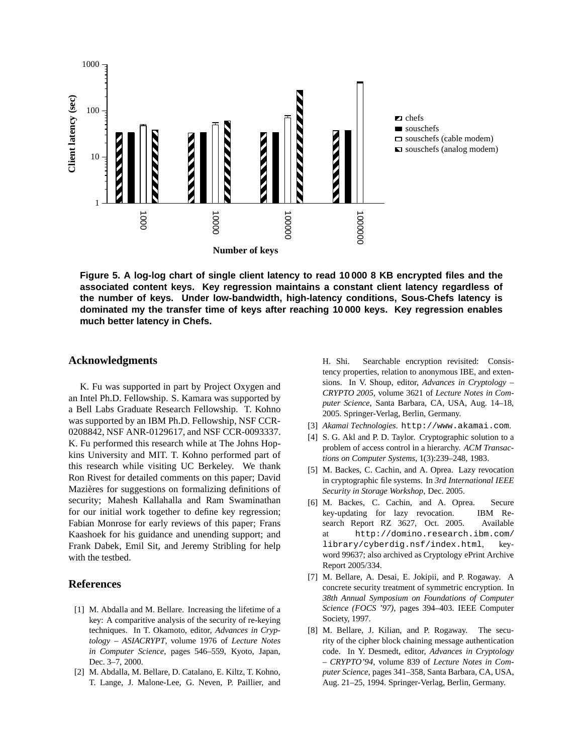Figure 5. A log-log chart of single client latency to read 10 000 8 KB encrypted files and the associated content keys. Key regression maintains a constant client latency regardless of the number of keys. Under low-bandwidth, high-latency conditions, Sous-Chefs latency is dominated my the transfer time of keys after reaching 10 000 keys. Key regression enables much better latency in Chefs.

## Acknowledgments

K. Fu was supported in part by Project Oxygen and an Intel Ph.D. Fellowship. S. Kamara was supported by a Bell Labs Graduate Research Fellowship. T. Kohno was supported by an IBM Ph.D. Fellowship, NSF CCR-0208842, NSF ANR-0129617, and NSF CCR-0093337. K. Fu performed this research while at The Johns Hopkins University and MIT. T. Kohno performed part of this research while visiting UC Berkeley. We thank Ron Rivest for detailed comments on this paper; David Mazières for suggestions on formalizing definitions of security; Mahesh Kallahalla and Ram Swaminathan for our initial work together to define key regression; Fabian Monrose for early reviews of this paper; Frans Kaashoek for his guidance and unending support; and Frank Dabek, Emil Sit, and Jeremy Stribling for help with the testbed.

## References

[1] M. Abdalla and M. Bellare. Increasing the lifetime of a key: A comparitive analysis of the security of re-keying techniques. In T. Okamoto, editor, *Advances in Cryptology – ASIACRYPT*, volume 1976 of *Lecture Notes in Computer Science*, pages 546–559, Kyoto, Japan, Dec. 3–7, 2000.

[2] M. Abdalla, M. Bellare, D. Catalano, E. Kiltz, T. Kohno, T. Lange, J. Malone-Lee, G. Neven, P. Paillier, and H. Shi. Searchable encryption revisited: Consistency properties, relation to anonymous IBE, and extensions. In V. Shoup, editor, *Advances in Cryptology – CRYPTO 2005*, volume 3621 of *Lecture Notes in Computer Science*, Santa Barbara, CA, USA, Aug. 14–18, 2005. Springer-Verlag, Berlin, Germany.

[3] *Akamai Technologies*. http://www.akamai.com.

[4] S. G. Akl and P. D. Taylor. Cryptographic solution to a problem of access control in a hierarchy. *ACM Transactions on Computer Systems*, 1(3):239–248, 1983.

[5] M. Backes, C. Cachin, and A. Oprea. Lazy revocation in cryptographic file systems. In *3rd International IEEE Security in Storage Workshop*, Dec. 2005.

[6] M. Backes, C. Cachin, and A. Oprea. Secure key-updating for lazy revocation. IBM Research Report RZ 3627, Oct. 2005. Available at http://domino.research.ibm.com/library/cyberdig.nsf/index.html, keyword 99637; also archived as Cryptology ePrint Archive Report 2005/334.

[7] M. Bellare, A. Desai, E. Jokipii, and P. Rogaway. A concrete security treatment of symmetric encryption. In *38th Annual Symposium on Foundations of Computer Science (FOCS '97)*, pages 394–403. IEEE Computer Society, 1997.

[8] M. Bellare, J. Kilian, and P. Rogaway. The security of the cipher block chaining message authentication code. In Y. Desmedt, editor, *Advances in Cryptology – CRYPTO'94*, volume 839 of *Lecture Notes in Computer Science*, pages 341–358, Santa Barbara, CA, USA, Aug. 21–25, 1994. Springer-Verlag, Berlin, Germany.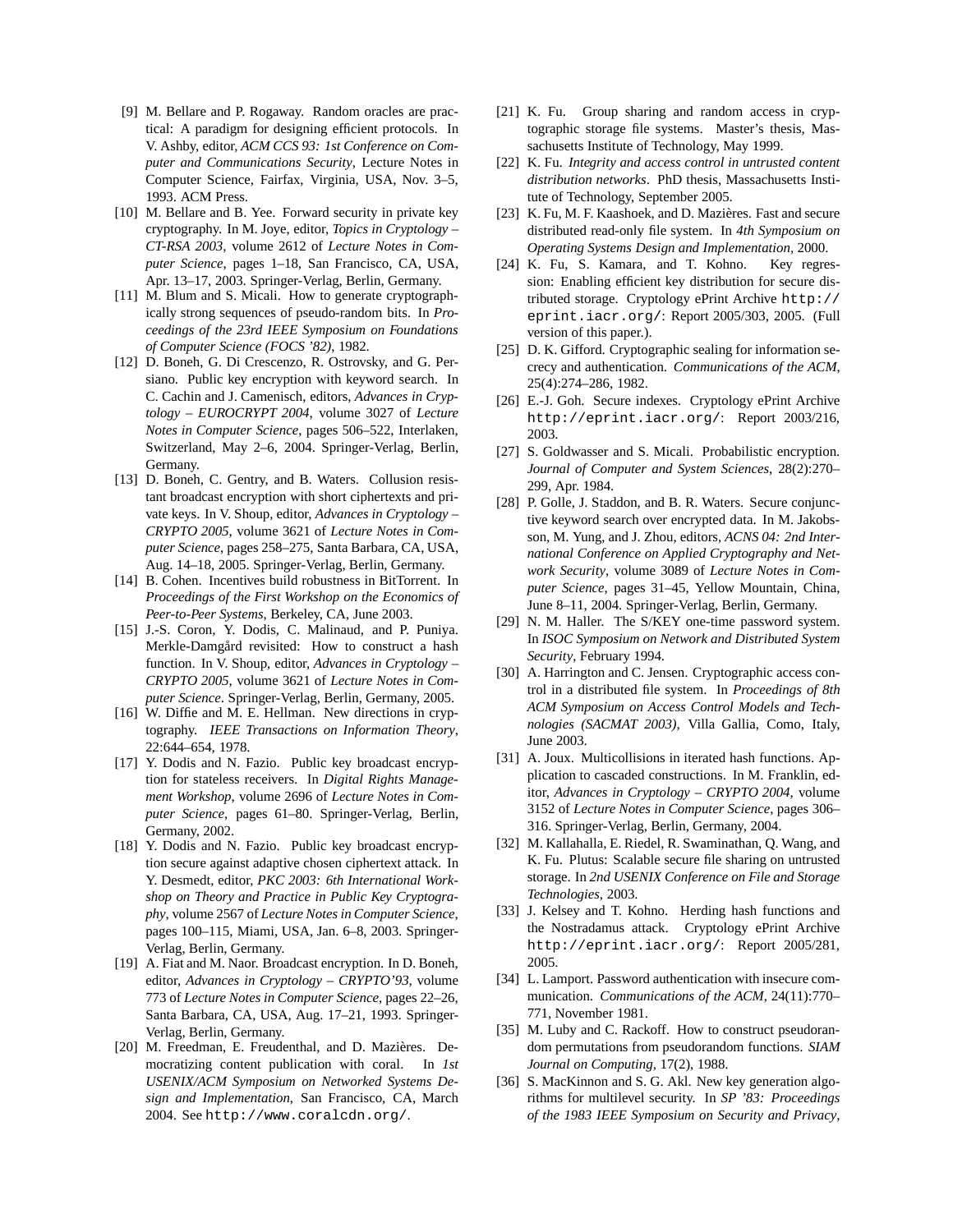[9] M. Bellare and P. Rogaway. Random oracles are practical: A paradigm for designing efficient protocols. In V. Ashby, editor, *ACM CCS 93: 1st Conference on Computer and Communications Security*, Lecture Notes in Computer Science, Fairfax, Virginia, USA, Nov. 3–5, 1993. ACM Press.

[10] M. Bellare and B. Yee. Forward security in private key cryptography. In M. Joye, editor, *Topics in Cryptology – CT-RSA 2003*, volume 2612 of *Lecture Notes in Computer Science*, pages 1–18, San Francisco, CA, USA, Apr. 13–17, 2003. Springer-Verlag, Berlin, Germany.

[11] M. Blum and S. Micali. How to generate cryptographically strong sequences of pseudo-random bits. In *Proceedings of the 23rd IEEE Symposium on Foundations of Computer Science (FOCS '82)*, 1982.

[12] D. Boneh, G. Di Crescenzo, R. Ostrovsky, and G. Persiano. Public key encryption with keyword search. In C. Cachin and J. Camenisch, editors, *Advances in Cryptology – EUROCRYPT 2004*, volume 3027 of *Lecture Notes in Computer Science*, pages 506–522, Interlaken, Switzerland, May 2–6, 2004. Springer-Verlag, Berlin, Germany.

[13] D. Boneh, C. Gentry, and B. Waters. Collusion resistant broadcast encryption with short ciphertexts and private keys. In V. Shoup, editor, *Advances in Cryptology – CRYPTO 2005*, volume 3621 of *Lecture Notes in Computer Science*, pages 258–275, Santa Barbara, CA, USA, Aug. 14–18, 2005. Springer-Verlag, Berlin, Germany.

[14] B. Cohen. Incentives build robustness in BitTorrent. In *Proceedings of the First Workshop on the Economics of Peer-to-Peer Systems*, Berkeley, CA, June 2003.

[15] J.-S. Coron, Y. Dodis, C. Malinaud, and P. Puniya. Merkle-Damgård revisited: How to construct a hash function. In V. Shoup, editor, *Advances in Cryptology – CRYPTO 2005*, volume 3621 of *Lecture Notes in Computer Science*. Springer-Verlag, Berlin, Germany, 2005.

[16] W. Diffie and M. E. Hellman. New directions in cryptography. *IEEE Transactions on Information Theory*, 22:644–654, 1978.

[17] Y. Dodis and N. Fazio. Public key broadcast encryption for stateless receivers. In *Digital Rights Management Workshop*, volume 2696 of *Lecture Notes in Computer Science*, pages 61–80. Springer-Verlag, Berlin, Germany, 2002.

[18] Y. Dodis and N. Fazio. Public key broadcast encryption secure against adaptive chosen ciphertext attack. In Y. Desmedt, editor, *PKC 2003: 6th International Workshop on Theory and Practice in Public Key Cryptography*, volume 2567 of *Lecture Notes in Computer Science*, pages 100–115, Miami, USA, Jan. 6–8, 2003. Springer-Verlag, Berlin, Germany.

[19] A. Fiat and M. Naor. Broadcast encryption. In D. Boneh, editor, *Advances in Cryptology – CRYPTO'93*, volume 773 of *Lecture Notes in Computer Science*, pages 22–26, Santa Barbara, CA, USA, Aug. 17–21, 1993. Springer-Verlag, Berlin, Germany.

[20] M. Freedman, E. Freudenthal, and D. Mazières. Democratizing content publication with coral. In *1st USENIX/ACM Symposium on Networked Systems Design and Implementation*, San Francisco, CA, March 2004. See `http://www.coralcdn.org/`.

[21] K. Fu. Group sharing and random access in cryptographic storage file systems. Master's thesis, Massachusetts Institute of Technology, May 1999.

[22] K. Fu. *Integrity and access control in untrusted content distribution networks*. PhD thesis, Massachusetts Institute of Technology, September 2005.

[23] K. Fu, M. F. Kaashoek, and D. Mazières. Fast and secure distributed read-only file system. In *4th Symposium on Operating Systems Design and Implementation*, 2000.

[24] K. Fu, S. Kamara, and T. Kohno. Key regression: Enabling efficient key distribution for secure distributed storage. Cryptology ePrint Archive `http://eprint.iacr.org/`: Report 2005/303, 2005. (Full version of this paper.).

[25] D. K. Gifford. Cryptographic sealing for information secrecy and authentication. *Communications of the ACM*, 25(4):274–286, 1982.

[26] E.-J. Goh. Secure indexes. Cryptology ePrint Archive `http://eprint.iacr.org/`: Report 2003/216, 2003.

[27] S. Goldwasser and S. Micali. Probabilistic encryption. *Journal of Computer and System Sciences*, 28(2):270–299, Apr. 1984.

[28] P. Golle, J. Staddon, and B. R. Waters. Secure conjunctive keyword search over encrypted data. In M. Jakobsson, M. Yung, and J. Zhou, editors, *ACNS 04: 2nd International Conference on Applied Cryptography and Network Security*, volume 3089 of *Lecture Notes in Computer Science*, pages 31–45, Yellow Mountain, China, June 8–11, 2004. Springer-Verlag, Berlin, Germany.

[29] N. M. Haller. The S/KEY one-time password system. In *ISOC Symposium on Network and Distributed System Security*, February 1994.

[30] A. Harrington and C. Jensen. Cryptographic access control in a distributed file system. In *Proceedings of 8th ACM Symposium on Access Control Models and Technologies (SACMAT 2003)*, Villa Gallia, Como, Italy, June 2003.

[31] A. Joux. Multicollisions in iterated hash functions. Application to cascaded constructions. In M. Franklin, editor, *Advances in Cryptology – CRYPTO 2004*, volume 3152 of *Lecture Notes in Computer Science*, pages 306–316. Springer-Verlag, Berlin, Germany, 2004.

[32] M. Kallahalla, E. Riedel, R. Swaminathan, Q. Wang, and K. Fu. Plutus: Scalable secure file sharing on untrusted storage. In *2nd USENIX Conference on File and Storage Technologies*, 2003.

[33] J. Kelsey and T. Kohno. Herding hash functions and the Nostradamus attack. Cryptology ePrint Archive `http://eprint.iacr.org/`: Report 2005/281, 2005.

[34] L. Lamport. Password authentication with insecure communication. *Communications of the ACM*, 24(11):770–771, November 1981.

[35] M. Luby and C. Rackoff. How to construct pseudorandom permutations from pseudorandom functions. *SIAM Journal on Computing*, 17(2), 1988.

[36] S. MacKinnon and S. G. Akl. New key generation algorithms for multilevel security. In *SP '83: Proceedings of the 1983 IEEE Symposium on Security and Privacy*,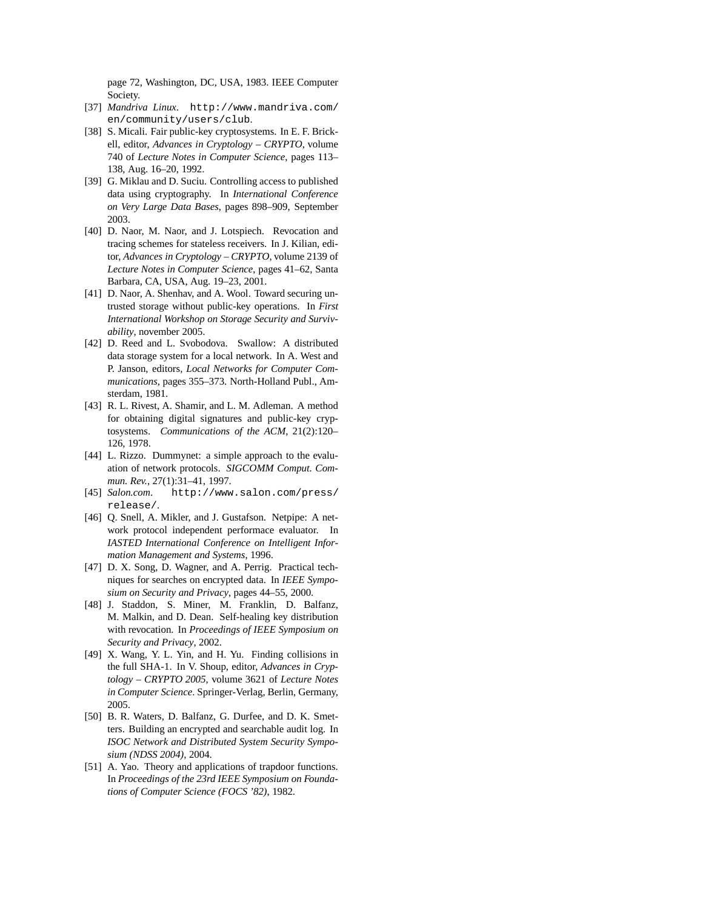page 72, Washington, DC, USA, 1983. IEEE Computer Society.

- [37] *Mandriva Linux*. http://www.mandriva.com/en/community/users/club.
- [38] S. Micali. Fair public-key cryptosystems. In E. F. Brickell, editor, *Advances in Cryptology – CRYPTO*, volume 740 of *Lecture Notes in Computer Science*, pages 113–138, Aug. 16–20, 1992.
- [39] G. Miklau and D. Suciu. Controlling access to published data using cryptography. In *International Conference on Very Large Data Bases*, pages 898–909, September 2003.
- [40] D. Naor, M. Naor, and J. Lotspiech. Revocation and tracing schemes for stateless receivers. In J. Kilian, editor, *Advances in Cryptology – CRYPTO*, volume 2139 of *Lecture Notes in Computer Science*, pages 41–62, Santa Barbara, CA, USA, Aug. 19–23, 2001.
- [41] D. Naor, A. Shenhav, and A. Wool. Toward securing untrusted storage without public-key operations. In *First International Workshop on Storage Security and Survivability*, november 2005.
- [42] D. Reed and L. Svobodova. Swallow: A distributed data storage system for a local network. In A. West and P. Janson, editors, *Local Networks for Computer Communications*, pages 355–373. North-Holland Publ., Amsterdam, 1981.
- [43] R. L. Rivest, A. Shamir, and L. M. Adleman. A method for obtaining digital signatures and public-key cryptosystems. *Communications of the ACM*, 21(2):120–126, 1978.
- [44] L. Rizzo. Dummynet: a simple approach to the evaluation of network protocols. *SIGCOMM Comput. Commun. Rev.*, 27(1):31–41, 1997.
- [45] *Salon.com*. http://www.salon.com/press/release/.
- [46] Q. Snell, A. Mikler, and J. Gustafson. Netpipe: A network protocol independent performace evaluator. In *IASTED International Conference on Intelligent Information Management and Systems*, 1996.
- [47] D. X. Song, D. Wagner, and A. Perrig. Practical techniques for searches on encrypted data. In *IEEE Symposium on Security and Privacy*, pages 44–55, 2000.
- [48] J. Staddon, S. Miner, M. Franklin, D. Balfanz, M. Malkin, and D. Dean. Self-healing key distribution with revocation. In *Proceedings of IEEE Symposium on Security and Privacy*, 2002.
- [49] X. Wang, Y. L. Yin, and H. Yu. Finding collisions in the full SHA-1. In V. Shoup, editor, *Advances in Cryptology – CRYPTO 2005*, volume 3621 of *Lecture Notes in Computer Science*. Springer-Verlag, Berlin, Germany, 2005.
- [50] B. R. Waters, D. Balfanz, G. Durfee, and D. K. Smetters. Building an encrypted and searchable audit log. In *ISOC Network and Distributed System Security Symposium (NDSS 2004)*, 2004.
- [51] A. Yao. Theory and applications of trapdoor functions. In *Proceedings of the 23rd IEEE Symposium on Foundations of Computer Science (FOCS '82)*, 1982.